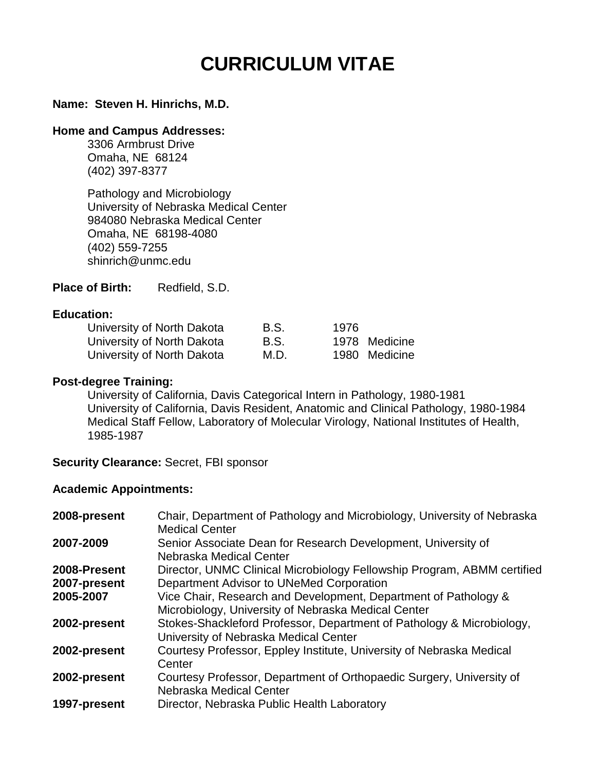# CURRICULUM VITAE

**Name: Steven H. Hinrichs, M.D.**

**Home and Campus Addresses:**

3306 Armbrust Drive
Omaha, NE 68124
(402) 397-8377

Pathology and Microbiology
University of Nebraska Medical Center
984080 Nebraska Medical Center
Omaha, NE 68198-4080
(402) 559-7255
shinrich@unmc.edu

**Place of Birth:** Redfield, S.D.

**Education:**

| | | | |
|---|---|---|---|
| University of North Dakota | B.S. | 1976 | |
| University of North Dakota | B.S. | 1978 | Medicine |
| University of North Dakota | M.D. | 1980 | Medicine |

**Post-degree Training:**

University of California, Davis Categorical Intern in Pathology, 1980-1981
University of California, Davis Resident, Anatomic and Clinical Pathology, 1980-1984
Medical Staff Fellow, Laboratory of Molecular Virology, National Institutes of Health, 1985-1987

**Security Clearance:** Secret, FBI sponsor

**Academic Appointments:**

| | |
|---|---|
| **2008-present** | Chair, Department of Pathology and Microbiology, University of Nebraska Medical Center |
| **2007-2009** | Senior Associate Dean for Research Development, University of Nebraska Medical Center |
| **2008-Present** | Director, UNMC Clinical Microbiology Fellowship Program, ABMM certified |
| **2007-present** | Department Advisor to UNeMed Corporation |
| **2005-2007** | Vice Chair, Research and Development, Department of Pathology & Microbiology, University of Nebraska Medical Center |
| **2002-present** | Stokes-Shackleford Professor, Department of Pathology & Microbiology, University of Nebraska Medical Center |
| **2002-present** | Courtesy Professor, Eppley Institute, University of Nebraska Medical Center |
| **2002-present** | Courtesy Professor, Department of Orthopaedic Surgery, University of Nebraska Medical Center |
| **1997-present** | Director, Nebraska Public Health Laboratory |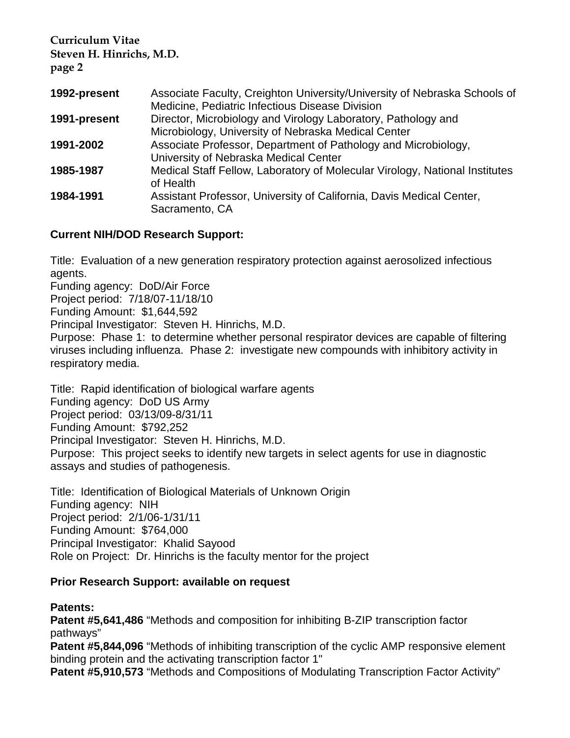| | |
|---|---|
| **1992-present** | Associate Faculty, Creighton University/University of Nebraska Schools of Medicine, Pediatric Infectious Disease Division |
| **1991-present** | Director, Microbiology and Virology Laboratory, Pathology and Microbiology, University of Nebraska Medical Center |
| **1991-2002** | Associate Professor, Department of Pathology and Microbiology, University of Nebraska Medical Center |
| **1985-1987** | Medical Staff Fellow, Laboratory of Molecular Virology, National Institutes of Health |
| **1984-1991** | Assistant Professor, University of California, Davis Medical Center, Sacramento, CA |

**Current NIH/DOD Research Support:**

Title: Evaluation of a new generation respiratory protection against aerosolized infectious agents.
Funding agency: DoD/Air Force
Project period: 7/18/07-11/18/10
Funding Amount: $1,644,592
Principal Investigator: Steven H. Hinrichs, M.D.
Purpose: Phase 1: to determine whether personal respirator devices are capable of filtering viruses including influenza. Phase 2: investigate new compounds with inhibitory activity in respiratory media.

Title: Rapid identification of biological warfare agents
Funding agency: DoD US Army
Project period: 03/13/09-8/31/11
Funding Amount: $792,252
Principal Investigator: Steven H. Hinrichs, M.D.
Purpose: This project seeks to identify new targets in select agents for use in diagnostic assays and studies of pathogenesis.

Title: Identification of Biological Materials of Unknown Origin
Funding agency: NIH
Project period: 2/1/06-1/31/11
Funding Amount: $764,000
Principal Investigator: Khalid Sayood
Role on Project: Dr. Hinrichs is the faculty mentor for the project

**Prior Research Support: available on request**

**Patents:**

**Patent #5,641,486** "Methods and composition for inhibiting B-ZIP transcription factor pathways"
**Patent #5,844,096** "Methods of inhibiting transcription of the cyclic AMP responsive element binding protein and the activating transcription factor 1"
**Patent #5,910,573** "Methods and Compositions of Modulating Transcription Factor Activity"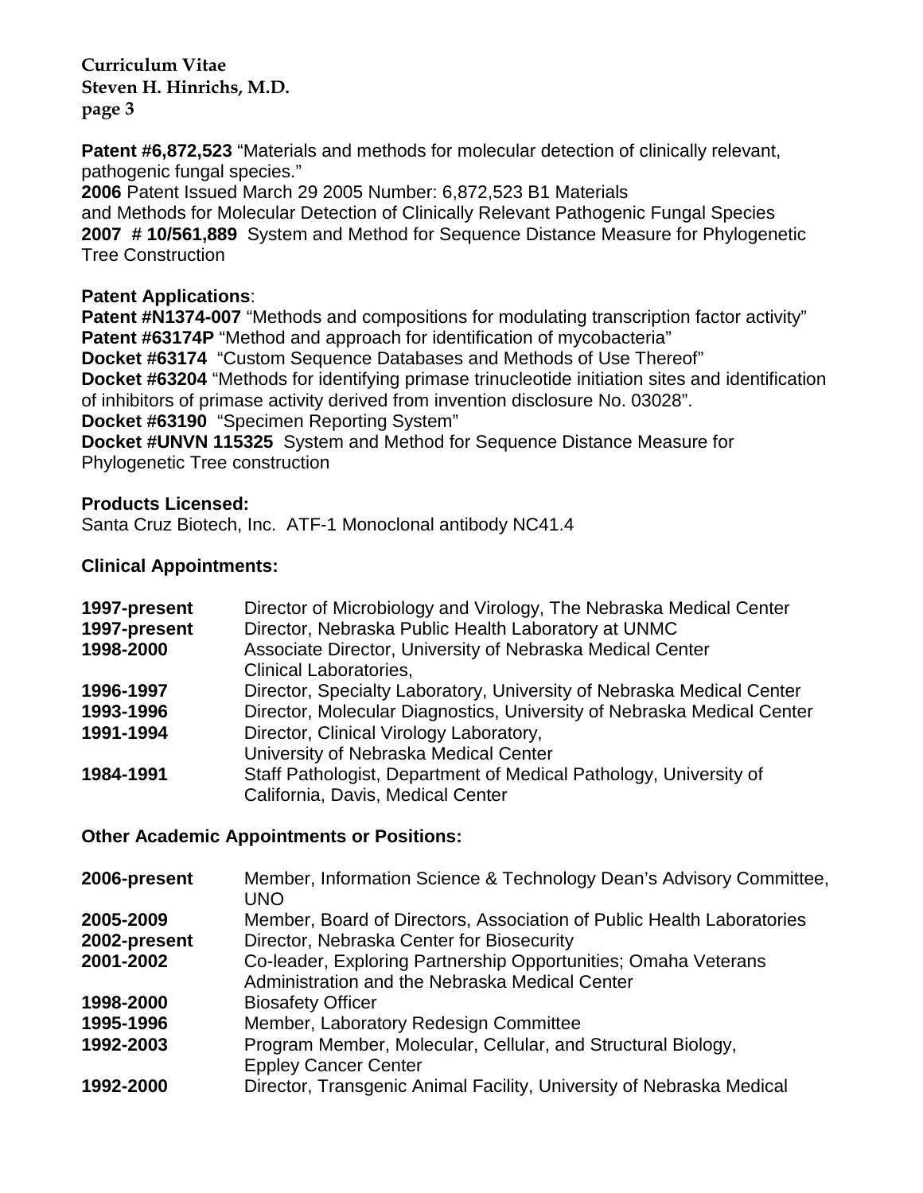**Patent #6,872,523** "Materials and methods for molecular detection of clinically relevant, pathogenic fungal species."
**2006** Patent Issued March 29 2005 Number: 6,872,523 B1 Materials and Methods for Molecular Detection of Clinically Relevant Pathogenic Fungal Species
**2007 # 10/561,889** System and Method for Sequence Distance Measure for Phylogenetic Tree Construction

**Patent Applications**:
**Patent #N1374-007** "Methods and compositions for modulating transcription factor activity"
**Patent #63174P** "Method and approach for identification of mycobacteria"
**Docket #63174** "Custom Sequence Databases and Methods of Use Thereof"
**Docket #63204** "Methods for identifying primase trinucleotide initiation sites and identification of inhibitors of primase activity derived from invention disclosure No. 03028".
**Docket #63190** "Specimen Reporting System"
**Docket #UNVN 115325** System and Method for Sequence Distance Measure for Phylogenetic Tree construction

**Products Licensed:**
Santa Cruz Biotech, Inc. ATF-1 Monoclonal antibody NC41.4

**Clinical Appointments:**

| | |
|---|---|
| **1997-present** | Director of Microbiology and Virology, The Nebraska Medical Center |
| **1997-present** | Director, Nebraska Public Health Laboratory at UNMC |
| **1998-2000** | Associate Director, University of Nebraska Medical Center Clinical Laboratories, |
| **1996-1997** | Director, Specialty Laboratory, University of Nebraska Medical Center |
| **1993-1996** | Director, Molecular Diagnostics, University of Nebraska Medical Center |
| **1991-1994** | Director, Clinical Virology Laboratory, University of Nebraska Medical Center |
| **1984-1991** | Staff Pathologist, Department of Medical Pathology, University of California, Davis, Medical Center |

**Other Academic Appointments or Positions:**

| | |
|---|---|
| **2006-present** | Member, Information Science & Technology Dean's Advisory Committee, UNO |
| **2005-2009** | Member, Board of Directors, Association of Public Health Laboratories |
| **2002-present** | Director, Nebraska Center for Biosecurity |
| **2001-2002** | Co-leader, Exploring Partnership Opportunities; Omaha Veterans Administration and the Nebraska Medical Center |
| **1998-2000** | Biosafety Officer |
| **1995-1996** | Member, Laboratory Redesign Committee |
| **1992-2003** | Program Member, Molecular, Cellular, and Structural Biology, Eppley Cancer Center |
| **1992-2000** | Director, Transgenic Animal Facility, University of Nebraska Medical |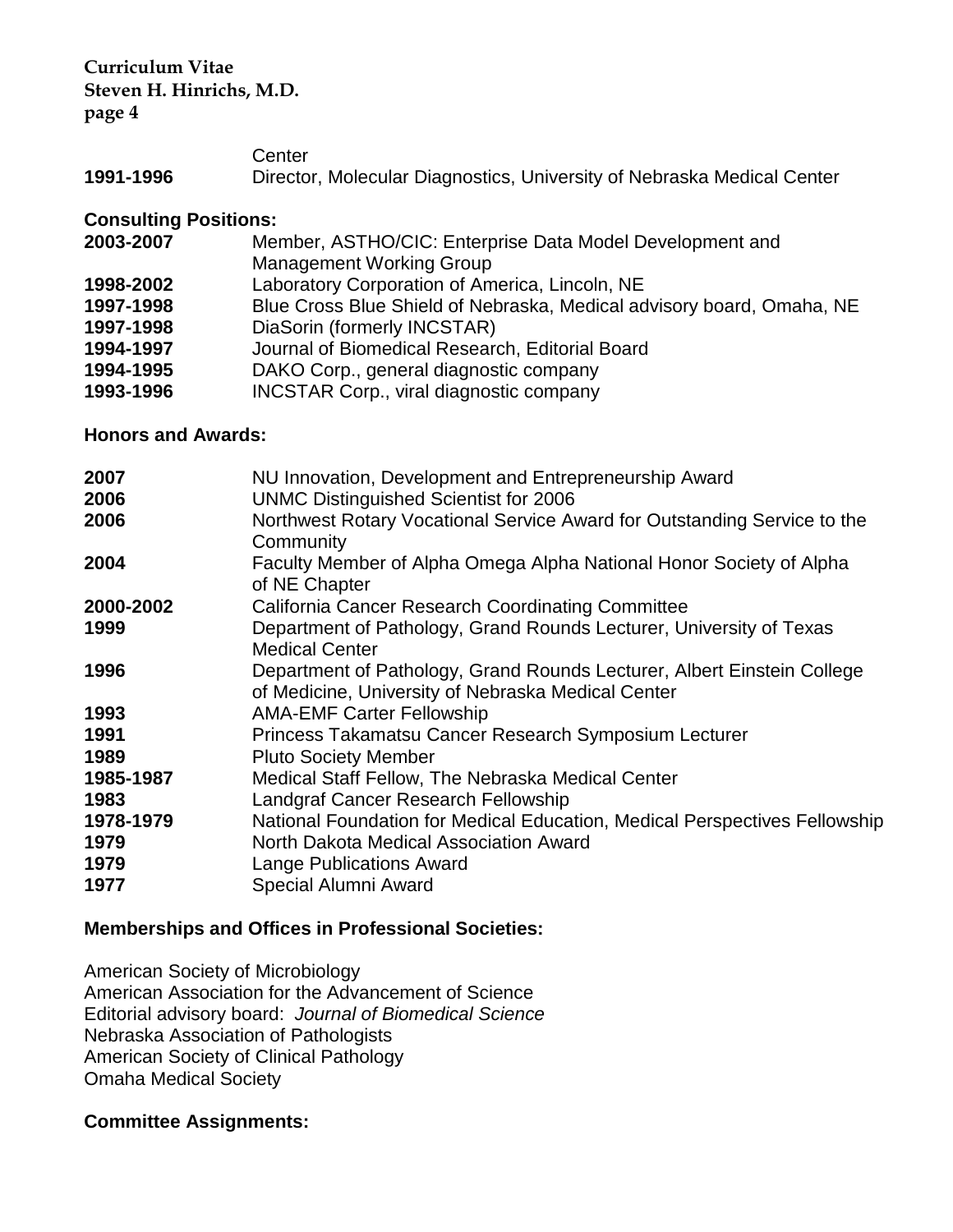| | |
|---|---|
| | Center |
| **1991-1996** | Director, Molecular Diagnostics, University of Nebraska Medical Center |

**Consulting Positions:**

| | |
|---|---|
| **2003-2007** | Member, ASTHO/CIC: Enterprise Data Model Development and Management Working Group |
| **1998-2002** | Laboratory Corporation of America, Lincoln, NE |
| **1997-1998** | Blue Cross Blue Shield of Nebraska, Medical advisory board, Omaha, NE |
| **1997-1998** | DiaSorin (formerly INCSTAR) |
| **1994-1997** | Journal of Biomedical Research, Editorial Board |
| **1994-1995** | DAKO Corp., general diagnostic company |
| **1993-1996** | INCSTAR Corp., viral diagnostic company |

**Honors and Awards:**

| | |
|---|---|
| **2007** | NU Innovation, Development and Entrepreneurship Award |
| **2006** | UNMC Distinguished Scientist for 2006 |
| **2006** | Northwest Rotary Vocational Service Award for Outstanding Service to the Community |
| **2004** | Faculty Member of Alpha Omega Alpha National Honor Society of Alpha of NE Chapter |
| **2000-2002** | California Cancer Research Coordinating Committee |
| **1999** | Department of Pathology, Grand Rounds Lecturer, University of Texas Medical Center |
| **1996** | Department of Pathology, Grand Rounds Lecturer, Albert Einstein College of Medicine, University of Nebraska Medical Center |
| **1993** | AMA-EMF Carter Fellowship |
| **1991** | Princess Takamatsu Cancer Research Symposium Lecturer |
| **1989** | Pluto Society Member |
| **1985-1987** | Medical Staff Fellow, The Nebraska Medical Center |
| **1983** | Landgraf Cancer Research Fellowship |
| **1978-1979** | National Foundation for Medical Education, Medical Perspectives Fellowship |
| **1979** | North Dakota Medical Association Award |
| **1979** | Lange Publications Award |
| **1977** | Special Alumni Award |

**Memberships and Offices in Professional Societies:**

American Society of Microbiology
American Association for the Advancement of Science
Editorial advisory board: *Journal of Biomedical Science*
Nebraska Association of Pathologists
American Society of Clinical Pathology
Omaha Medical Society

**Committee Assignments:**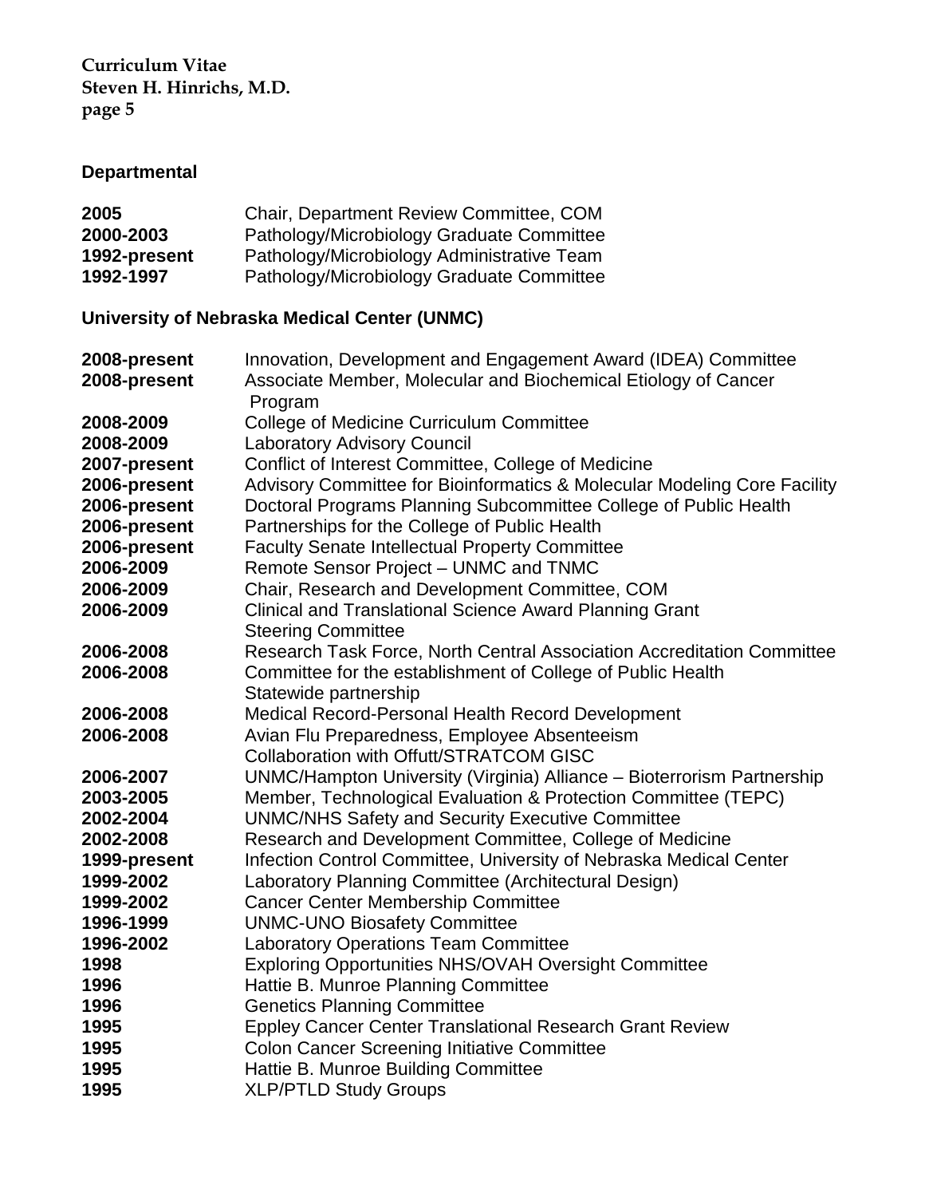### Departmental

| | |
|---|---|
| **2005** | Chair, Department Review Committee, COM |
| **2000-2003** | Pathology/Microbiology Graduate Committee |
| **1992-present** | Pathology/Microbiology Administrative Team |
| **1992-1997** | Pathology/Microbiology Graduate Committee |

### University of Nebraska Medical Center (UNMC)

| | |
|---|---|
| **2008-present** | Innovation, Development and Engagement Award (IDEA) Committee |
| **2008-present** | Associate Member, Molecular and Biochemical Etiology of Cancer Program |
| **2008-2009** | College of Medicine Curriculum Committee |
| **2008-2009** | Laboratory Advisory Council |
| **2007-present** | Conflict of Interest Committee, College of Medicine |
| **2006-present** | Advisory Committee for Bioinformatics & Molecular Modeling Core Facility |
| **2006-present** | Doctoral Programs Planning Subcommittee College of Public Health |
| **2006-present** | Partnerships for the College of Public Health |
| **2006-present** | Faculty Senate Intellectual Property Committee |
| **2006-2009** | Remote Sensor Project – UNMC and TNMC |
| **2006-2009** | Chair, Research and Development Committee, COM |
| **2006-2009** | Clinical and Translational Science Award Planning Grant Steering Committee |
| **2006-2008** | Research Task Force, North Central Association Accreditation Committee |
| **2006-2008** | Committee for the establishment of College of Public Health Statewide partnership |
| **2006-2008** | Medical Record-Personal Health Record Development |
| **2006-2008** | Avian Flu Preparedness, Employee Absenteeism Collaboration with Offutt/STRATCOM GISC |
| **2006-2007** | UNMC/Hampton University (Virginia) Alliance – Bioterrorism Partnership |
| **2003-2005** | Member, Technological Evaluation & Protection Committee (TEPC) |
| **2002-2004** | UNMC/NHS Safety and Security Executive Committee |
| **2002-2008** | Research and Development Committee, College of Medicine |
| **1999-present** | Infection Control Committee, University of Nebraska Medical Center |
| **1999-2002** | Laboratory Planning Committee (Architectural Design) |
| **1999-2002** | Cancer Center Membership Committee |
| **1996-1999** | UNMC-UNO Biosafety Committee |
| **1996-2002** | Laboratory Operations Team Committee |
| **1998** | Exploring Opportunities NHS/OVAH Oversight Committee |
| **1996** | Hattie B. Munroe Planning Committee |
| **1996** | Genetics Planning Committee |
| **1995** | Eppley Cancer Center Translational Research Grant Review |
| **1995** | Colon Cancer Screening Initiative Committee |
| **1995** | Hattie B. Munroe Building Committee |
| **1995** | XLP/PTLD Study Groups |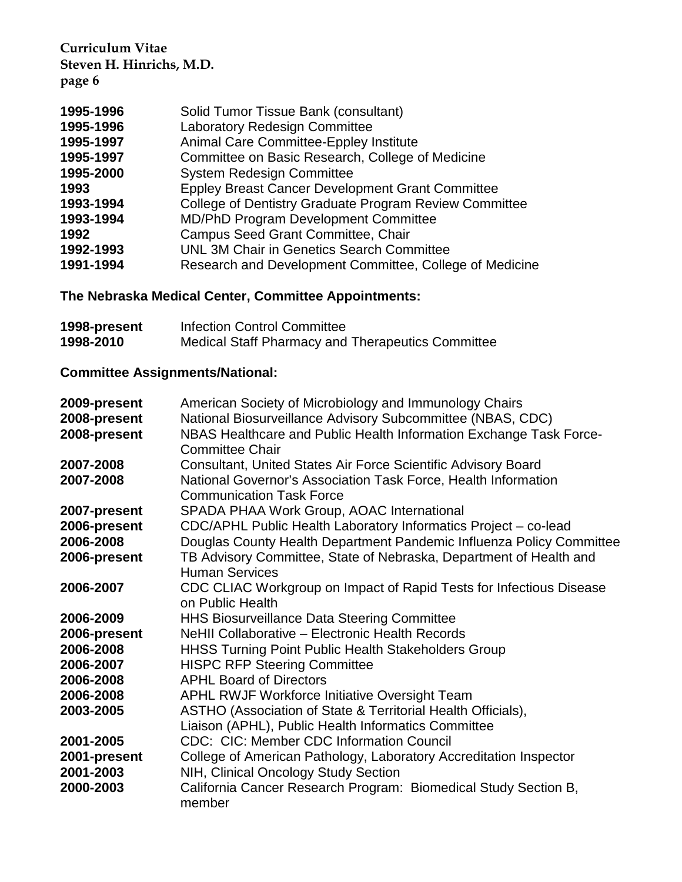| | |
|---|---|
| **1995-1996** | Solid Tumor Tissue Bank (consultant) |
| **1995-1996** | Laboratory Redesign Committee |
| **1995-1997** | Animal Care Committee-Eppley Institute |
| **1995-1997** | Committee on Basic Research, College of Medicine |
| **1995-2000** | System Redesign Committee |
| **1993** | Eppley Breast Cancer Development Grant Committee |
| **1993-1994** | College of Dentistry Graduate Program Review Committee |
| **1993-1994** | MD/PhD Program Development Committee |
| **1992** | Campus Seed Grant Committee, Chair |
| **1992-1993** | UNL 3M Chair in Genetics Search Committee |
| **1991-1994** | Research and Development Committee, College of Medicine |

**The Nebraska Medical Center, Committee Appointments:**

| | |
|---|---|
| **1998-present** | Infection Control Committee |
| **1998-2010** | Medical Staff Pharmacy and Therapeutics Committee |

**Committee Assignments/National:**

| | |
|---|---|
| **2009-present** | American Society of Microbiology and Immunology Chairs |
| **2008-present** | National Biosurveillance Advisory Subcommittee (NBAS, CDC) |
| **2008-present** | NBAS Healthcare and Public Health Information Exchange Task Force-Committee Chair |
| **2007-2008** | Consultant, United States Air Force Scientific Advisory Board |
| **2007-2008** | National Governor's Association Task Force, Health Information Communication Task Force |
| **2007-present** | SPADA PHAA Work Group, AOAC International |
| **2006-present** | CDC/APHL Public Health Laboratory Informatics Project – co-lead |
| **2006-2008** | Douglas County Health Department Pandemic Influenza Policy Committee |
| **2006-present** | TB Advisory Committee, State of Nebraska, Department of Health and Human Services |
| **2006-2007** | CDC CLIAC Workgroup on Impact of Rapid Tests for Infectious Disease on Public Health |
| **2006-2009** | HHS Biosurveillance Data Steering Committee |
| **2006-present** | NeHII Collaborative – Electronic Health Records |
| **2006-2008** | HHSS Turning Point Public Health Stakeholders Group |
| **2006-2007** | HISPC RFP Steering Committee |
| **2006-2008** | APHL Board of Directors |
| **2006-2008** | APHL RWJF Workforce Initiative Oversight Team |
| **2003-2005** | ASTHO (Association of State & Territorial Health Officials), Liaison (APHL), Public Health Informatics Committee |
| **2001-2005** | CDC: CIC: Member CDC Information Council |
| **2001-present** | College of American Pathology, Laboratory Accreditation Inspector |
| **2001-2003** | NIH, Clinical Oncology Study Section |
| **2000-2003** | California Cancer Research Program: Biomedical Study Section B, member |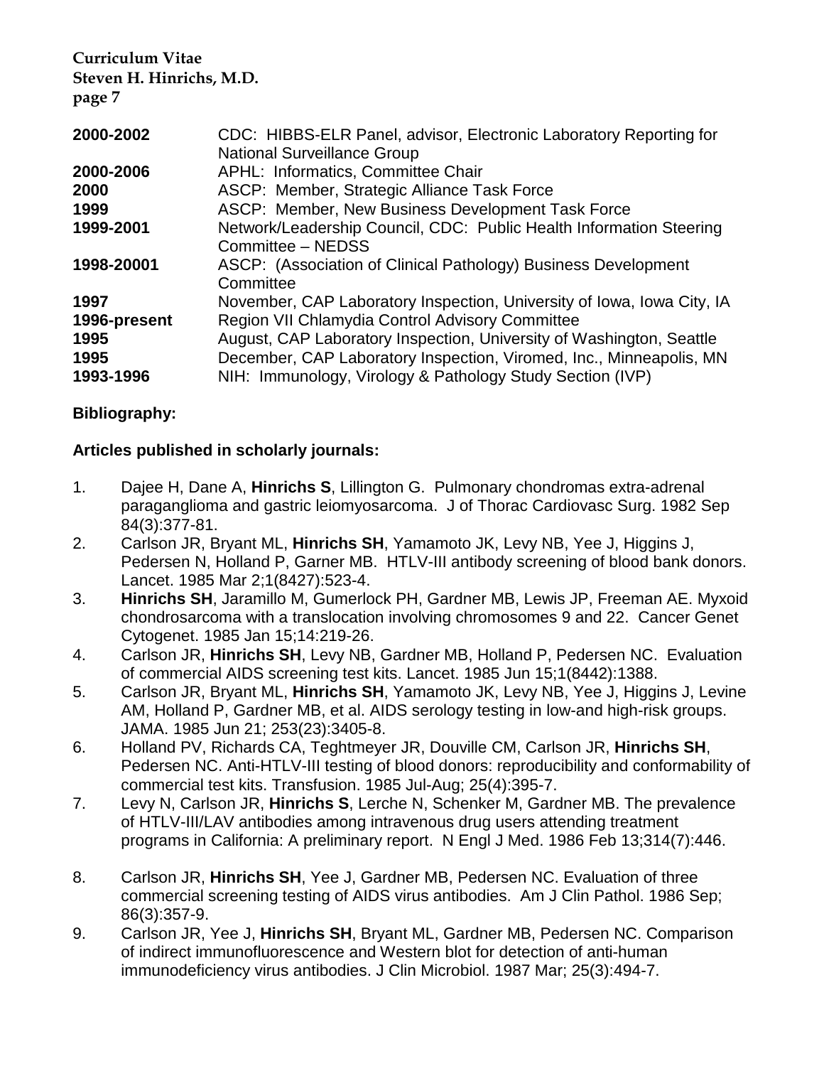| | |
|---|---|
| **2000-2002** | CDC: HIBBS-ELR Panel, advisor, Electronic Laboratory Reporting for National Surveillance Group |
| **2000-2006** | APHL: Informatics, Committee Chair |
| **2000** | ASCP: Member, Strategic Alliance Task Force |
| **1999** | ASCP: Member, New Business Development Task Force |
| **1999-2001** | Network/Leadership Council, CDC: Public Health Information Steering Committee – NEDSS |
| **1998-20001** | ASCP: (Association of Clinical Pathology) Business Development Committee |
| **1997** | November, CAP Laboratory Inspection, University of Iowa, Iowa City, IA |
| **1996-present** | Region VII Chlamydia Control Advisory Committee |
| **1995** | August, CAP Laboratory Inspection, University of Washington, Seattle |
| **1995** | December, CAP Laboratory Inspection, Viromed, Inc., Minneapolis, MN |
| **1993-1996** | NIH: Immunology, Virology & Pathology Study Section (IVP) |

## Bibliography:

### Articles published in scholarly journals:

1. Dajee H, Dane A, **Hinrichs S**, Lillington G. Pulmonary chondromas extra-adrenal paraganglioma and gastric leiomyosarcoma. J of Thorac Cardiovasc Surg. 1982 Sep 84(3):377-81.
2. Carlson JR, Bryant ML, **Hinrichs SH**, Yamamoto JK, Levy NB, Yee J, Higgins J, Pedersen N, Holland P, Garner MB. HTLV-III antibody screening of blood bank donors. Lancet. 1985 Mar 2;1(8427):523-4.
3. **Hinrichs SH**, Jaramillo M, Gumerlock PH, Gardner MB, Lewis JP, Freeman AE. Myxoid chondrosarcoma with a translocation involving chromosomes 9 and 22. Cancer Genet Cytogenet. 1985 Jan 15;14:219-26.
4. Carlson JR, **Hinrichs SH**, Levy NB, Gardner MB, Holland P, Pedersen NC. Evaluation of commercial AIDS screening test kits. Lancet. 1985 Jun 15;1(8442):1388.
5. Carlson JR, Bryant ML, **Hinrichs SH**, Yamamoto JK, Levy NB, Yee J, Higgins J, Levine AM, Holland P, Gardner MB, et al. AIDS serology testing in low-and high-risk groups. JAMA. 1985 Jun 21; 253(23):3405-8.
6. Holland PV, Richards CA, Teghtmeyer JR, Douville CM, Carlson JR, **Hinrichs SH**, Pedersen NC. Anti-HTLV-III testing of blood donors: reproducibility and conformability of commercial test kits. Transfusion. 1985 Jul-Aug; 25(4):395-7.
7. Levy N, Carlson JR, **Hinrichs S**, Lerche N, Schenker M, Gardner MB. The prevalence of HTLV-III/LAV antibodies among intravenous drug users attending treatment programs in California: A preliminary report. N Engl J Med. 1986 Feb 13;314(7):446.
8. Carlson JR, **Hinrichs SH**, Yee J, Gardner MB, Pedersen NC. Evaluation of three commercial screening testing of AIDS virus antibodies. Am J Clin Pathol. 1986 Sep; 86(3):357-9.
9. Carlson JR, Yee J, **Hinrichs SH**, Bryant ML, Gardner MB, Pedersen NC. Comparison of indirect immunofluorescence and Western blot for detection of anti-human immunodeficiency virus antibodies. J Clin Microbiol. 1987 Mar; 25(3):494-7.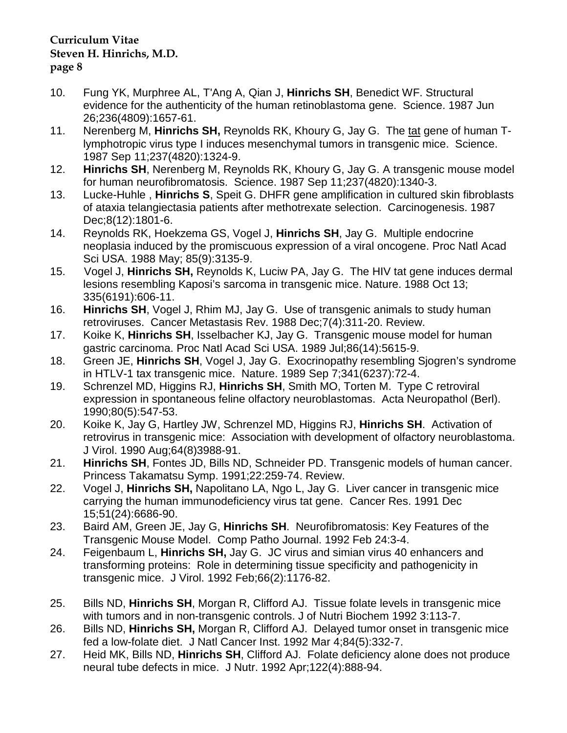10. Fung YK, Murphree AL, T'Ang A, Qian J, **Hinrichs SH**, Benedict WF. Structural evidence for the authenticity of the human retinoblastoma gene. Science. 1987 Jun 26;236(4809):1657-61.
11. Nerenberg M, **Hinrichs SH,** Reynolds RK, Khoury G, Jay G. The tat gene of human T-lymphotropic virus type I induces mesenchymal tumors in transgenic mice. Science. 1987 Sep 11;237(4820):1324-9.
12. **Hinrichs SH**, Nerenberg M, Reynolds RK, Khoury G, Jay G. A transgenic mouse model for human neurofibromatosis. Science. 1987 Sep 11;237(4820):1340-3.
13. Lucke-Huhle , **Hinrichs S**, Speit G. DHFR gene amplification in cultured skin fibroblasts of ataxia telangiectasia patients after methotrexate selection. Carcinogenesis. 1987 Dec;8(12):1801-6.
14. Reynolds RK, Hoekzema GS, Vogel J, **Hinrichs SH**, Jay G. Multiple endocrine neoplasia induced by the promiscuous expression of a viral oncogene. Proc Natl Acad Sci USA. 1988 May; 85(9):3135-9.
15. Vogel J, **Hinrichs SH,** Reynolds K, Luciw PA, Jay G. The HIV tat gene induces dermal lesions resembling Kaposi's sarcoma in transgenic mice. Nature. 1988 Oct 13; 335(6191):606-11.
16. **Hinrichs SH**, Vogel J, Rhim MJ, Jay G. Use of transgenic animals to study human retroviruses. Cancer Metastasis Rev. 1988 Dec;7(4):311-20. Review.
17. Koike K, **Hinrichs SH**, Isselbacher KJ, Jay G. Transgenic mouse model for human gastric carcinoma. Proc Natl Acad Sci USA. 1989 Jul;86(14):5615-9.
18. Green JE, **Hinrichs SH**, Vogel J, Jay G. Exocrinopathy resembling Sjogren's syndrome in HTLV-1 tax transgenic mice. Nature. 1989 Sep 7;341(6237):72-4.
19. Schrenzel MD, Higgins RJ, **Hinrichs SH**, Smith MO, Torten M. Type C retroviral expression in spontaneous feline olfactory neuroblastomas. Acta Neuropathol (Berl). 1990;80(5):547-53.
20. Koike K, Jay G, Hartley JW, Schrenzel MD, Higgins RJ, **Hinrichs SH**. Activation of retrovirus in transgenic mice: Association with development of olfactory neuroblastoma. J Virol. 1990 Aug;64(8)3988-91.
21. **Hinrichs SH**, Fontes JD, Bills ND, Schneider PD. Transgenic models of human cancer. Princess Takamatsu Symp. 1991;22:259-74. Review.
22. Vogel J, **Hinrichs SH,** Napolitano LA, Ngo L, Jay G. Liver cancer in transgenic mice carrying the human immunodeficiency virus tat gene. Cancer Res. 1991 Dec 15;51(24):6686-90.
23. Baird AM, Green JE, Jay G, **Hinrichs SH**. Neurofibromatosis: Key Features of the Transgenic Mouse Model. Comp Patho Journal. 1992 Feb 24:3-4.
24. Feigenbaum L, **Hinrichs SH,** Jay G. JC virus and simian virus 40 enhancers and transforming proteins: Role in determining tissue specificity and pathogenicity in transgenic mice. J Virol. 1992 Feb;66(2):1176-82.
25. Bills ND, **Hinrichs SH**, Morgan R, Clifford AJ. Tissue folate levels in transgenic mice with tumors and in non-transgenic controls. J of Nutri Biochem 1992 3:113-7.
26. Bills ND, **Hinrichs SH,** Morgan R, Clifford AJ. Delayed tumor onset in transgenic mice fed a low-folate diet. J Natl Cancer Inst. 1992 Mar 4;84(5):332-7.
27. Heid MK, Bills ND, **Hinrichs SH**, Clifford AJ. Folate deficiency alone does not produce neural tube defects in mice. J Nutr. 1992 Apr;122(4):888-94.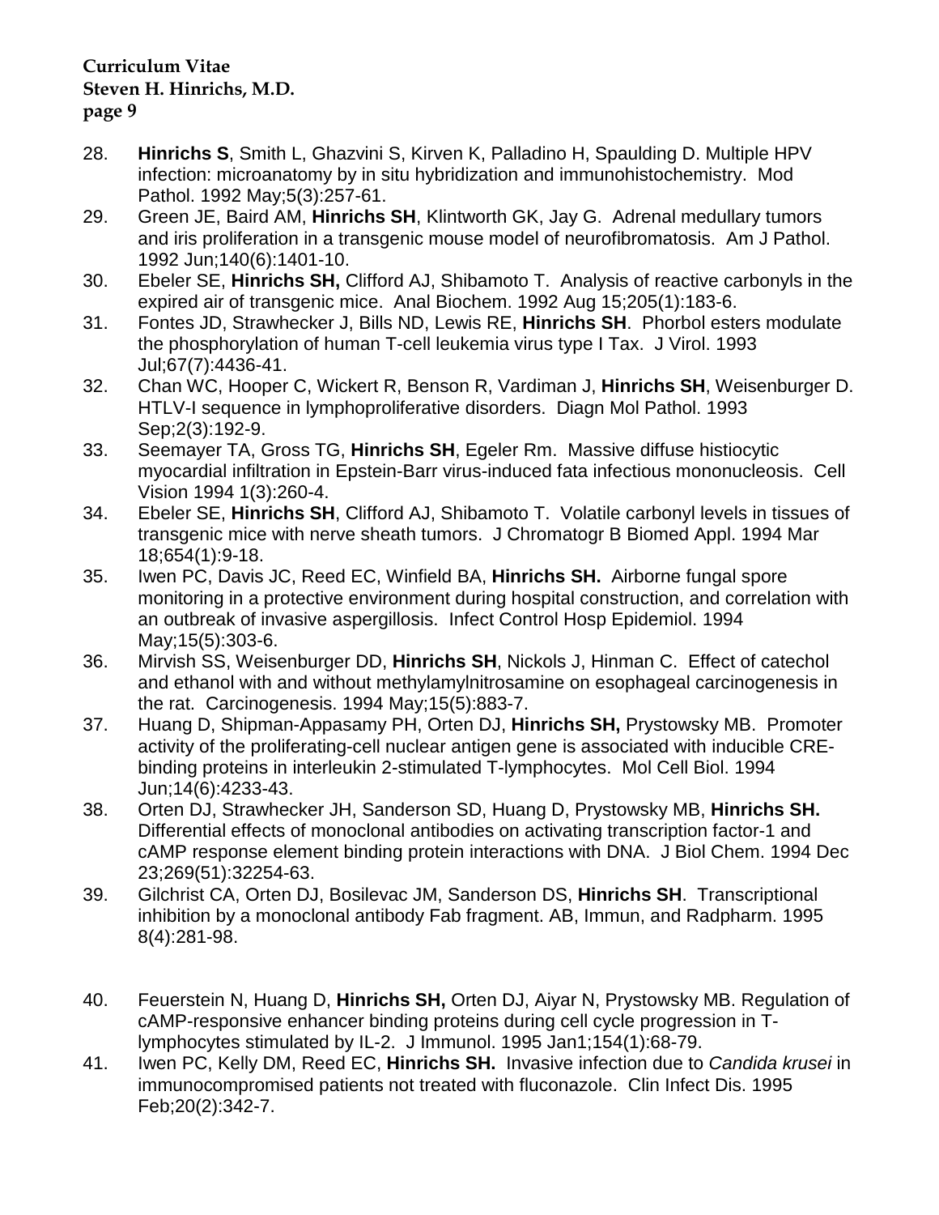28. **Hinrichs S**, Smith L, Ghazvini S, Kirven K, Palladino H, Spaulding D. Multiple HPV infection: microanatomy by in situ hybridization and immunohistochemistry. Mod Pathol. 1992 May;5(3):257-61.
29. Green JE, Baird AM, **Hinrichs SH**, Klintworth GK, Jay G. Adrenal medullary tumors and iris proliferation in a transgenic mouse model of neurofibromatosis. Am J Pathol. 1992 Jun;140(6):1401-10.
30. Ebeler SE, **Hinrichs SH,** Clifford AJ, Shibamoto T. Analysis of reactive carbonyls in the expired air of transgenic mice. Anal Biochem. 1992 Aug 15;205(1):183-6.
31. Fontes JD, Strawhecker J, Bills ND, Lewis RE, **Hinrichs SH**. Phorbol esters modulate the phosphorylation of human T-cell leukemia virus type I Tax. J Virol. 1993 Jul;67(7):4436-41.
32. Chan WC, Hooper C, Wickert R, Benson R, Vardiman J, **Hinrichs SH**, Weisenburger D. HTLV-I sequence in lymphoproliferative disorders. Diagn Mol Pathol. 1993 Sep;2(3):192-9.
33. Seemayer TA, Gross TG, **Hinrichs SH**, Egeler Rm. Massive diffuse histiocytic myocardial infiltration in Epstein-Barr virus-induced fata infectious mononucleosis. Cell Vision 1994 1(3):260-4.
34. Ebeler SE, **Hinrichs SH**, Clifford AJ, Shibamoto T. Volatile carbonyl levels in tissues of transgenic mice with nerve sheath tumors. J Chromatogr B Biomed Appl. 1994 Mar 18;654(1):9-18.
35. Iwen PC, Davis JC, Reed EC, Winfield BA, **Hinrichs SH.** Airborne fungal spore monitoring in a protective environment during hospital construction, and correlation with an outbreak of invasive aspergillosis. Infect Control Hosp Epidemiol. 1994 May;15(5):303-6.
36. Mirvish SS, Weisenburger DD, **Hinrichs SH**, Nickols J, Hinman C. Effect of catechol and ethanol with and without methylamylnitrosamine on esophageal carcinogenesis in the rat. Carcinogenesis. 1994 May;15(5):883-7.
37. Huang D, Shipman-Appasamy PH, Orten DJ, **Hinrichs SH,** Prystowsky MB. Promoter activity of the proliferating-cell nuclear antigen gene is associated with inducible CRE-binding proteins in interleukin 2-stimulated T-lymphocytes. Mol Cell Biol. 1994 Jun;14(6):4233-43.
38. Orten DJ, Strawhecker JH, Sanderson SD, Huang D, Prystowsky MB, **Hinrichs SH.** Differential effects of monoclonal antibodies on activating transcription factor-1 and cAMP response element binding protein interactions with DNA. J Biol Chem. 1994 Dec 23;269(51):32254-63.
39. Gilchrist CA, Orten DJ, Bosilevac JM, Sanderson DS, **Hinrichs SH**. Transcriptional inhibition by a monoclonal antibody Fab fragment. AB, Immun, and Radpharm. 1995 8(4):281-98.
40. Feuerstein N, Huang D, **Hinrichs SH,** Orten DJ, Aiyar N, Prystowsky MB. Regulation of cAMP-responsive enhancer binding proteins during cell cycle progression in T-lymphocytes stimulated by IL-2. J Immunol. 1995 Jan1;154(1):68-79.
41. Iwen PC, Kelly DM, Reed EC, **Hinrichs SH.** Invasive infection due to *Candida krusei* in immunocompromised patients not treated with fluconazole. Clin Infect Dis. 1995 Feb;20(2):342-7.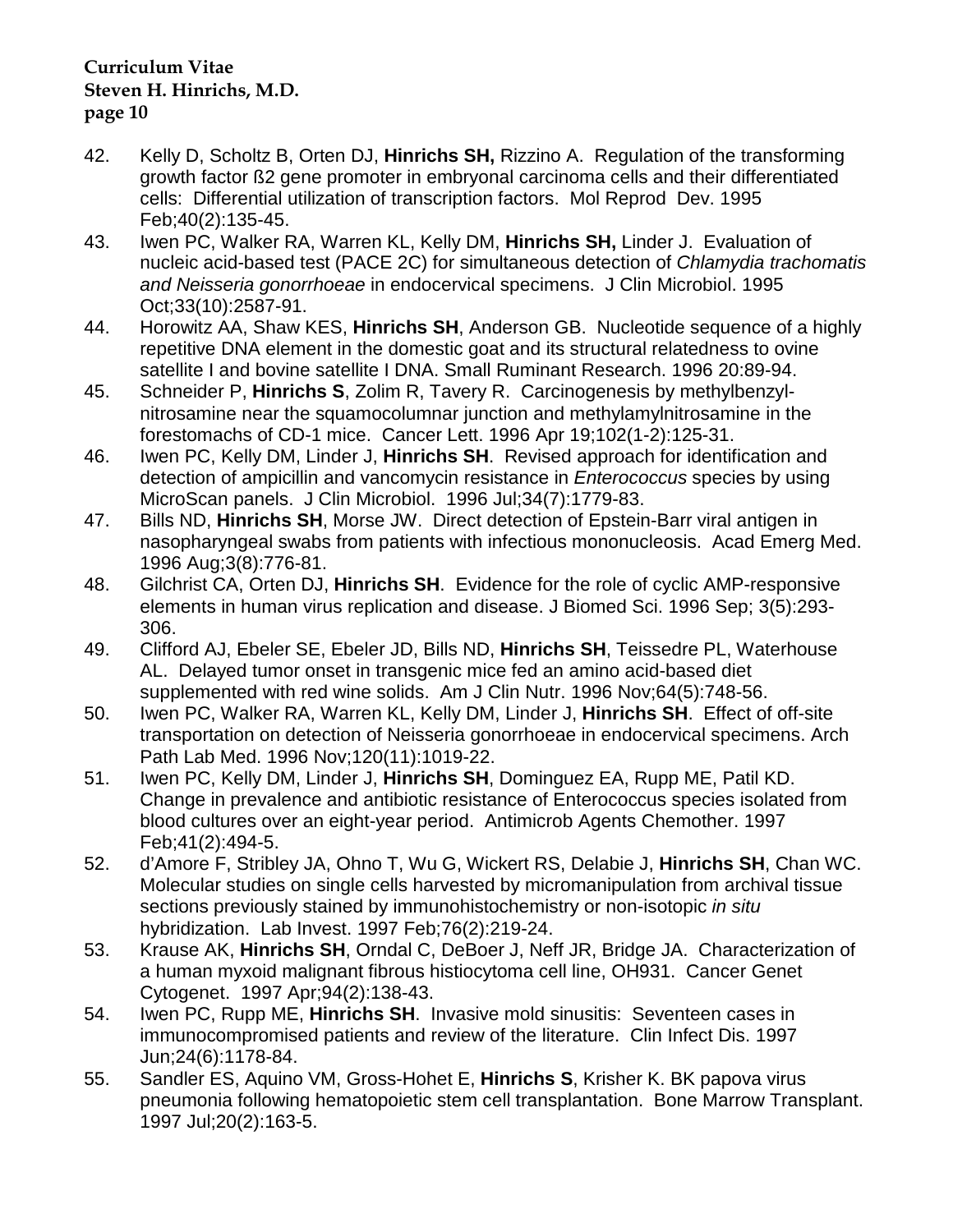42. Kelly D, Scholtz B, Orten DJ, **Hinrichs SH,** Rizzino A. Regulation of the transforming growth factor ß2 gene promoter in embryonal carcinoma cells and their differentiated cells: Differential utilization of transcription factors. Mol Reprod Dev. 1995 Feb;40(2):135-45.
43. Iwen PC, Walker RA, Warren KL, Kelly DM, **Hinrichs SH,** Linder J. Evaluation of nucleic acid-based test (PACE 2C) for simultaneous detection of *Chlamydia trachomatis and Neisseria gonorrhoeae* in endocervical specimens. J Clin Microbiol. 1995 Oct;33(10):2587-91.
44. Horowitz AA, Shaw KES, **Hinrichs SH**, Anderson GB. Nucleotide sequence of a highly repetitive DNA element in the domestic goat and its structural relatedness to ovine satellite I and bovine satellite I DNA. Small Ruminant Research. 1996 20:89-94.
45. Schneider P, **Hinrichs S**, Zolim R, Tavery R. Carcinogenesis by methylbenzyl-nitrosamine near the squamocolumnar junction and methylamylnitrosamine in the forestomachs of CD-1 mice. Cancer Lett. 1996 Apr 19;102(1-2):125-31.
46. Iwen PC, Kelly DM, Linder J, **Hinrichs SH**. Revised approach for identification and detection of ampicillin and vancomycin resistance in *Enterococcus* species by using MicroScan panels. J Clin Microbiol. 1996 Jul;34(7):1779-83.
47. Bills ND, **Hinrichs SH**, Morse JW. Direct detection of Epstein-Barr viral antigen in nasopharyngeal swabs from patients with infectious mononucleosis. Acad Emerg Med. 1996 Aug;3(8):776-81.
48. Gilchrist CA, Orten DJ, **Hinrichs SH**. Evidence for the role of cyclic AMP-responsive elements in human virus replication and disease. J Biomed Sci. 1996 Sep; 3(5):293-306.
49. Clifford AJ, Ebeler SE, Ebeler JD, Bills ND, **Hinrichs SH**, Teissedre PL, Waterhouse AL. Delayed tumor onset in transgenic mice fed an amino acid-based diet supplemented with red wine solids. Am J Clin Nutr. 1996 Nov;64(5):748-56.
50. Iwen PC, Walker RA, Warren KL, Kelly DM, Linder J, **Hinrichs SH**. Effect of off-site transportation on detection of Neisseria gonorrhoeae in endocervical specimens. Arch Path Lab Med. 1996 Nov;120(11):1019-22.
51. Iwen PC, Kelly DM, Linder J, **Hinrichs SH**, Dominguez EA, Rupp ME, Patil KD. Change in prevalence and antibiotic resistance of Enterococcus species isolated from blood cultures over an eight-year period. Antimicrob Agents Chemother. 1997 Feb;41(2):494-5.
52. d'Amore F, Stribley JA, Ohno T, Wu G, Wickert RS, Delabie J, **Hinrichs SH**, Chan WC. Molecular studies on single cells harvested by micromanipulation from archival tissue sections previously stained by immunohistochemistry or non-isotopic *in situ* hybridization. Lab Invest. 1997 Feb;76(2):219-24.
53. Krause AK, **Hinrichs SH**, Orndal C, DeBoer J, Neff JR, Bridge JA. Characterization of a human myxoid malignant fibrous histiocytoma cell line, OH931. Cancer Genet Cytogenet. 1997 Apr;94(2):138-43.
54. Iwen PC, Rupp ME, **Hinrichs SH**. Invasive mold sinusitis: Seventeen cases in immunocompromised patients and review of the literature. Clin Infect Dis. 1997 Jun;24(6):1178-84.
55. Sandler ES, Aquino VM, Gross-Hohet E, **Hinrichs S**, Krisher K. BK papova virus pneumonia following hematopoietic stem cell transplantation. Bone Marrow Transplant. 1997 Jul;20(2):163-5.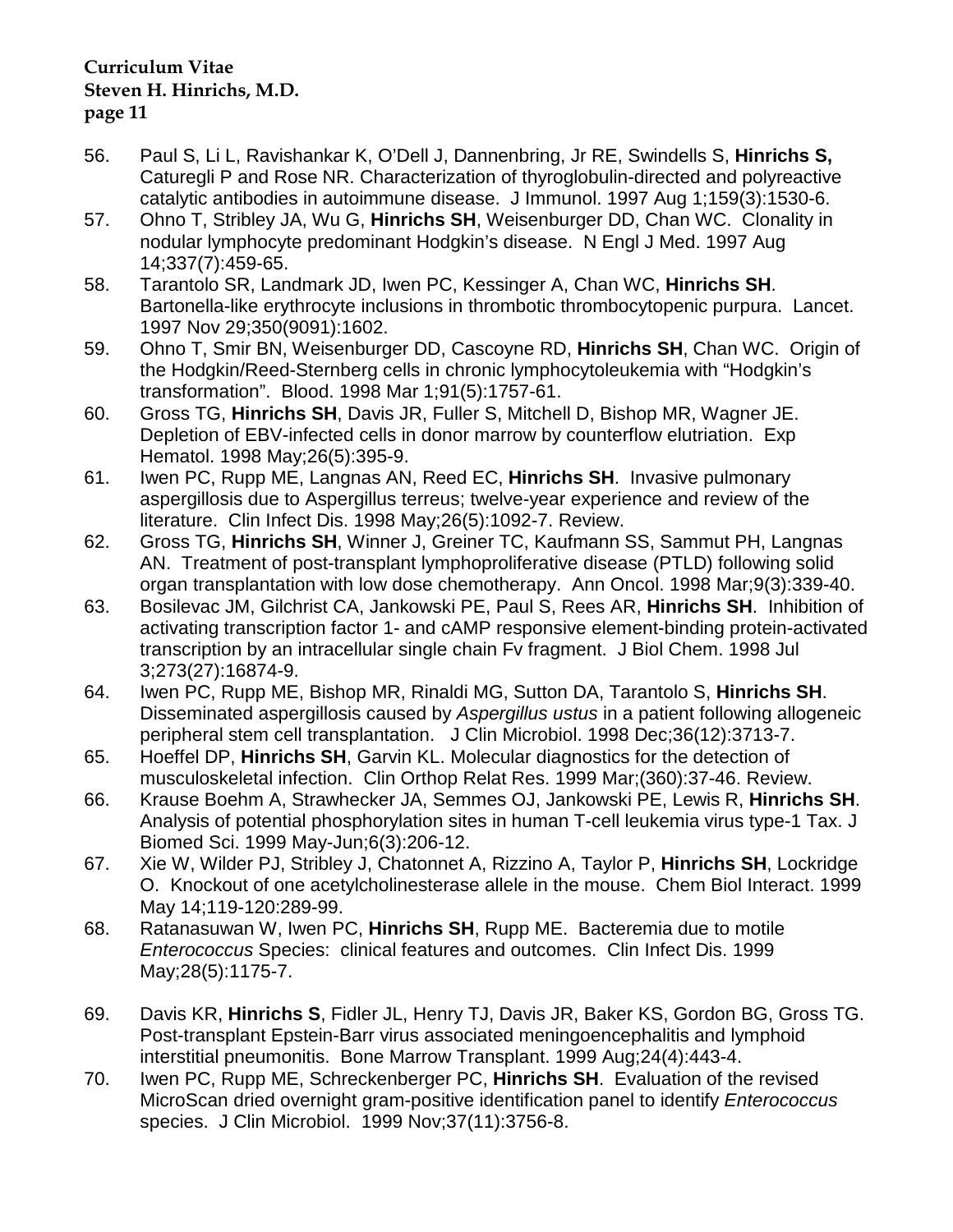56. Paul S, Li L, Ravishankar K, O'Dell J, Dannenbring, Jr RE, Swindells S, **Hinrichs S,** Caturegli P and Rose NR. Characterization of thyroglobulin-directed and polyreactive catalytic antibodies in autoimmune disease. J Immunol. 1997 Aug 1;159(3):1530-6.
57. Ohno T, Stribley JA, Wu G, **Hinrichs SH**, Weisenburger DD, Chan WC. Clonality in nodular lymphocyte predominant Hodgkin's disease. N Engl J Med. 1997 Aug 14;337(7):459-65.
58. Tarantolo SR, Landmark JD, Iwen PC, Kessinger A, Chan WC, **Hinrichs SH**. Bartonella-like erythrocyte inclusions in thrombotic thrombocytopenic purpura. Lancet. 1997 Nov 29;350(9091):1602.
59. Ohno T, Smir BN, Weisenburger DD, Cascoyne RD, **Hinrichs SH**, Chan WC. Origin of the Hodgkin/Reed-Sternberg cells in chronic lymphocytoleukemia with "Hodgkin's transformation". Blood. 1998 Mar 1;91(5):1757-61.
60. Gross TG, **Hinrichs SH**, Davis JR, Fuller S, Mitchell D, Bishop MR, Wagner JE. Depletion of EBV-infected cells in donor marrow by counterflow elutriation. Exp Hematol. 1998 May;26(5):395-9.
61. Iwen PC, Rupp ME, Langnas AN, Reed EC, **Hinrichs SH**. Invasive pulmonary aspergillosis due to Aspergillus terreus; twelve-year experience and review of the literature. Clin Infect Dis. 1998 May;26(5):1092-7. Review.
62. Gross TG, **Hinrichs SH**, Winner J, Greiner TC, Kaufmann SS, Sammut PH, Langnas AN. Treatment of post-transplant lymphoproliferative disease (PTLD) following solid organ transplantation with low dose chemotherapy. Ann Oncol. 1998 Mar;9(3):339-40.
63. Bosilevac JM, Gilchrist CA, Jankowski PE, Paul S, Rees AR, **Hinrichs SH**. Inhibition of activating transcription factor 1- and cAMP responsive element-binding protein-activated transcription by an intracellular single chain Fv fragment. J Biol Chem. 1998 Jul 3;273(27):16874-9.
64. Iwen PC, Rupp ME, Bishop MR, Rinaldi MG, Sutton DA, Tarantolo S, **Hinrichs SH**. Disseminated aspergillosis caused by *Aspergillus ustus* in a patient following allogeneic peripheral stem cell transplantation. J Clin Microbiol. 1998 Dec;36(12):3713-7.
65. Hoeffel DP, **Hinrichs SH**, Garvin KL. Molecular diagnostics for the detection of musculoskeletal infection. Clin Orthop Relat Res. 1999 Mar;(360):37-46. Review.
66. Krause Boehm A, Strawhecker JA, Semmes OJ, Jankowski PE, Lewis R, **Hinrichs SH**. Analysis of potential phosphorylation sites in human T-cell leukemia virus type-1 Tax. J Biomed Sci. 1999 May-Jun;6(3):206-12.
67. Xie W, Wilder PJ, Stribley J, Chatonnet A, Rizzino A, Taylor P, **Hinrichs SH**, Lockridge O. Knockout of one acetylcholinesterase allele in the mouse. Chem Biol Interact. 1999 May 14;119-120:289-99.
68. Ratanasuwan W, Iwen PC, **Hinrichs SH**, Rupp ME. Bacteremia due to motile *Enterococcus* Species: clinical features and outcomes. Clin Infect Dis. 1999 May;28(5):1175-7.
69. Davis KR, **Hinrichs S**, Fidler JL, Henry TJ, Davis JR, Baker KS, Gordon BG, Gross TG. Post-transplant Epstein-Barr virus associated meningoencephalitis and lymphoid interstitial pneumonitis. Bone Marrow Transplant. 1999 Aug;24(4):443-4.
70. Iwen PC, Rupp ME, Schreckenberger PC, **Hinrichs SH**. Evaluation of the revised MicroScan dried overnight gram-positive identification panel to identify *Enterococcus* species. J Clin Microbiol. 1999 Nov;37(11):3756-8.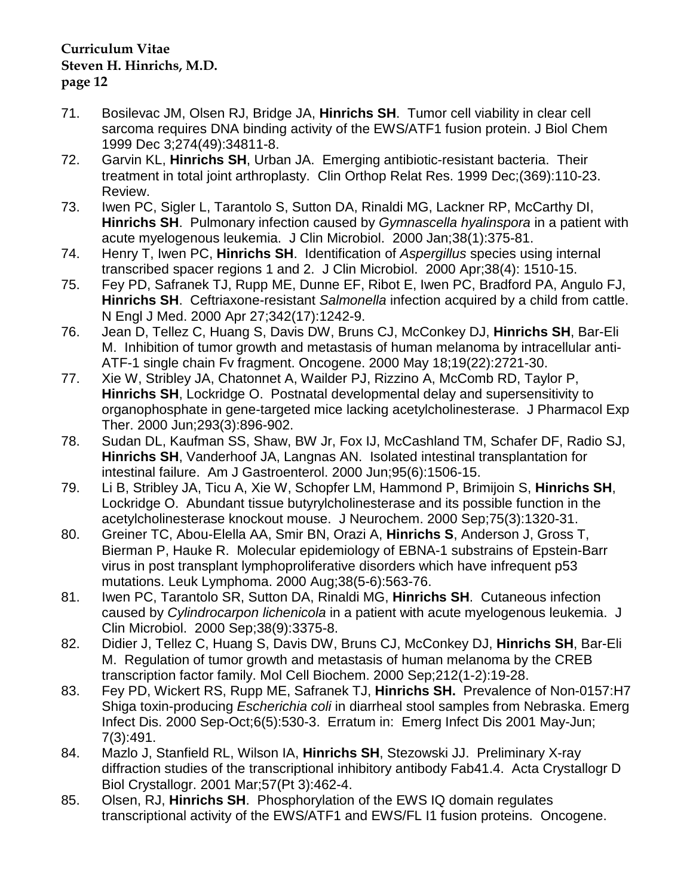71. Bosilevac JM, Olsen RJ, Bridge JA, **Hinrichs SH**. Tumor cell viability in clear cell sarcoma requires DNA binding activity of the EWS/ATF1 fusion protein. J Biol Chem 1999 Dec 3;274(49):34811-8.
72. Garvin KL, **Hinrichs SH**, Urban JA. Emerging antibiotic-resistant bacteria. Their treatment in total joint arthroplasty. Clin Orthop Relat Res. 1999 Dec;(369):110-23. Review.
73. Iwen PC, Sigler L, Tarantolo S, Sutton DA, Rinaldi MG, Lackner RP, McCarthy DI, **Hinrichs SH**. Pulmonary infection caused by *Gymnascella hyalinspora* in a patient with acute myelogenous leukemia. J Clin Microbiol. 2000 Jan;38(1):375-81.
74. Henry T, Iwen PC, **Hinrichs SH**. Identification of *Aspergillus* species using internal transcribed spacer regions 1 and 2. J Clin Microbiol. 2000 Apr;38(4): 1510-15.
75. Fey PD, Safranek TJ, Rupp ME, Dunne EF, Ribot E, Iwen PC, Bradford PA, Angulo FJ, **Hinrichs SH**. Ceftriaxone-resistant *Salmonella* infection acquired by a child from cattle. N Engl J Med. 2000 Apr 27;342(17):1242-9.
76. Jean D, Tellez C, Huang S, Davis DW, Bruns CJ, McConkey DJ, **Hinrichs SH**, Bar-Eli M. Inhibition of tumor growth and metastasis of human melanoma by intracellular anti-ATF-1 single chain Fv fragment. Oncogene. 2000 May 18;19(22):2721-30.
77. Xie W, Stribley JA, Chatonnet A, Wailder PJ, Rizzino A, McComb RD, Taylor P, **Hinrichs SH**, Lockridge O. Postnatal developmental delay and supersensitivity to organophosphate in gene-targeted mice lacking acetylcholinesterase. J Pharmacol Exp Ther. 2000 Jun;293(3):896-902.
78. Sudan DL, Kaufman SS, Shaw, BW Jr, Fox IJ, McCashland TM, Schafer DF, Radio SJ, **Hinrichs SH**, Vanderhoof JA, Langnas AN. Isolated intestinal transplantation for intestinal failure. Am J Gastroenterol. 2000 Jun;95(6):1506-15.
79. Li B, Stribley JA, Ticu A, Xie W, Schopfer LM, Hammond P, Brimijoin S, **Hinrichs SH**, Lockridge O. Abundant tissue butyrylcholinesterase and its possible function in the acetylcholinesterase knockout mouse. J Neurochem. 2000 Sep;75(3):1320-31.
80. Greiner TC, Abou-Elella AA, Smir BN, Orazi A, **Hinrichs S**, Anderson J, Gross T, Bierman P, Hauke R. Molecular epidemiology of EBNA-1 substrains of Epstein-Barr virus in post transplant lymphoproliferative disorders which have infrequent p53 mutations. Leuk Lymphoma. 2000 Aug;38(5-6):563-76.
81. Iwen PC, Tarantolo SR, Sutton DA, Rinaldi MG, **Hinrichs SH**. Cutaneous infection caused by *Cylindrocarpon lichenicola* in a patient with acute myelogenous leukemia. J Clin Microbiol. 2000 Sep;38(9):3375-8.
82. Didier J, Tellez C, Huang S, Davis DW, Bruns CJ, McConkey DJ, **Hinrichs SH**, Bar-Eli M. Regulation of tumor growth and metastasis of human melanoma by the CREB transcription factor family. Mol Cell Biochem. 2000 Sep;212(1-2):19-28.
83. Fey PD, Wickert RS, Rupp ME, Safranek TJ, **Hinrichs SH.** Prevalence of Non-0157:H7 Shiga toxin-producing *Escherichia coli* in diarrheal stool samples from Nebraska. Emerg Infect Dis. 2000 Sep-Oct;6(5):530-3. Erratum in: Emerg Infect Dis 2001 May-Jun; 7(3):491.
84. Mazlo J, Stanfield RL, Wilson IA, **Hinrichs SH**, Stezowski JJ. Preliminary X-ray diffraction studies of the transcriptional inhibitory antibody Fab41.4. Acta Crystallogr D Biol Crystallogr. 2001 Mar;57(Pt 3):462-4.
85. Olsen, RJ, **Hinrichs SH**. Phosphorylation of the EWS IQ domain regulates transcriptional activity of the EWS/ATF1 and EWS/FL I1 fusion proteins. Oncogene.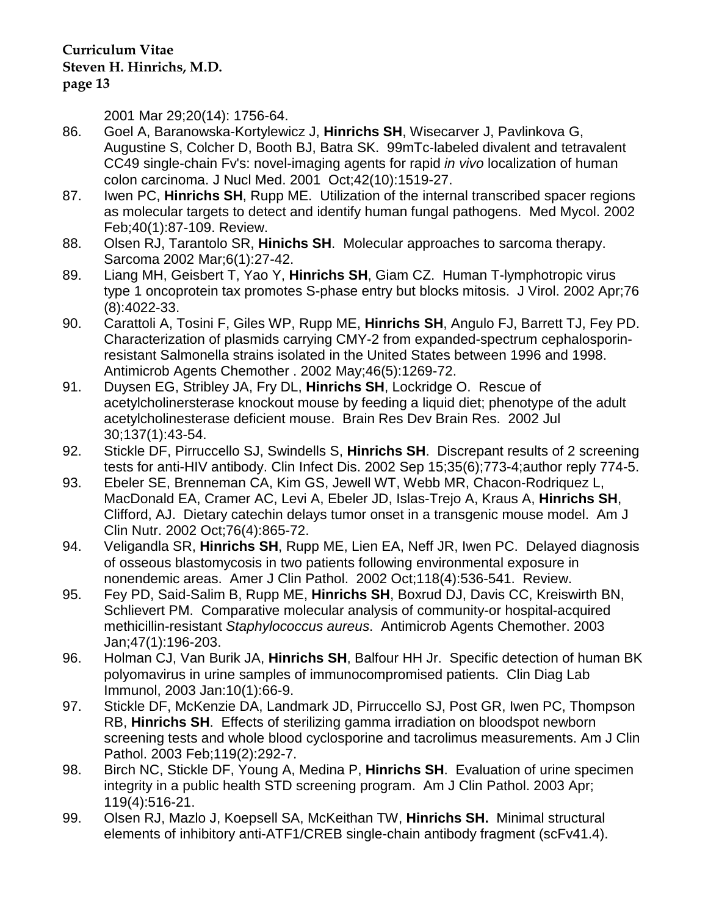2001 Mar 29;20(14): 1756-64.

86. Goel A, Baranowska-Kortylewicz J, **Hinrichs SH**, Wisecarver J, Pavlinkova G, Augustine S, Colcher D, Booth BJ, Batra SK. 99mTc-labeled divalent and tetravalent CC49 single-chain Fv's: novel-imaging agents for rapid *in vivo* localization of human colon carcinoma. J Nucl Med. 2001 Oct;42(10):1519-27.
87. Iwen PC, **Hinrichs SH**, Rupp ME. Utilization of the internal transcribed spacer regions as molecular targets to detect and identify human fungal pathogens. Med Mycol. 2002 Feb;40(1):87-109. Review.
88. Olsen RJ, Tarantolo SR, **Hinichs SH**. Molecular approaches to sarcoma therapy. Sarcoma 2002 Mar;6(1):27-42.
89. Liang MH, Geisbert T, Yao Y, **Hinrichs SH**, Giam CZ. Human T-lymphotropic virus type 1 oncoprotein tax promotes S-phase entry but blocks mitosis. J Virol. 2002 Apr;76 (8):4022-33.
90. Carattoli A, Tosini F, Giles WP, Rupp ME, **Hinrichs SH**, Angulo FJ, Barrett TJ, Fey PD. Characterization of plasmids carrying CMY-2 from expanded-spectrum cephalosporin-resistant Salmonella strains isolated in the United States between 1996 and 1998. Antimicrob Agents Chemother . 2002 May;46(5):1269-72.
91. Duysen EG, Stribley JA, Fry DL, **Hinrichs SH**, Lockridge O. Rescue of acetylcholinersterase knockout mouse by feeding a liquid diet; phenotype of the adult acetylcholinesterase deficient mouse. Brain Res Dev Brain Res. 2002 Jul 30;137(1):43-54.
92. Stickle DF, Pirruccello SJ, Swindells S, **Hinrichs SH**. Discrepant results of 2 screening tests for anti-HIV antibody. Clin Infect Dis. 2002 Sep 15;35(6);773-4;author reply 774-5.
93. Ebeler SE, Brenneman CA, Kim GS, Jewell WT, Webb MR, Chacon-Rodriquez L, MacDonald EA, Cramer AC, Levi A, Ebeler JD, Islas-Trejo A, Kraus A, **Hinrichs SH**, Clifford, AJ. Dietary catechin delays tumor onset in a transgenic mouse model. Am J Clin Nutr. 2002 Oct;76(4):865-72.
94. Veligandla SR, **Hinrichs SH**, Rupp ME, Lien EA, Neff JR, Iwen PC. Delayed diagnosis of osseous blastomycosis in two patients following environmental exposure in nonendemic areas. Amer J Clin Pathol. 2002 Oct;118(4):536-541. Review.
95. Fey PD, Said-Salim B, Rupp ME, **Hinrichs SH**, Boxrud DJ, Davis CC, Kreiswirth BN, Schlievert PM. Comparative molecular analysis of community-or hospital-acquired methicillin-resistant *Staphylococcus aureus*. Antimicrob Agents Chemother. 2003 Jan;47(1):196-203.
96. Holman CJ, Van Burik JA, **Hinrichs SH**, Balfour HH Jr. Specific detection of human BK polyomavirus in urine samples of immunocompromised patients. Clin Diag Lab Immunol, 2003 Jan:10(1):66-9.
97. Stickle DF, McKenzie DA, Landmark JD, Pirruccello SJ, Post GR, Iwen PC, Thompson RB, **Hinrichs SH**. Effects of sterilizing gamma irradiation on bloodspot newborn screening tests and whole blood cyclosporine and tacrolimus measurements. Am J Clin Pathol. 2003 Feb;119(2):292-7.
98. Birch NC, Stickle DF, Young A, Medina P, **Hinrichs SH**. Evaluation of urine specimen integrity in a public health STD screening program. Am J Clin Pathol. 2003 Apr; 119(4):516-21.
99. Olsen RJ, Mazlo J, Koepsell SA, McKeithan TW, **Hinrichs SH.** Minimal structural elements of inhibitory anti-ATF1/CREB single-chain antibody fragment (scFv41.4).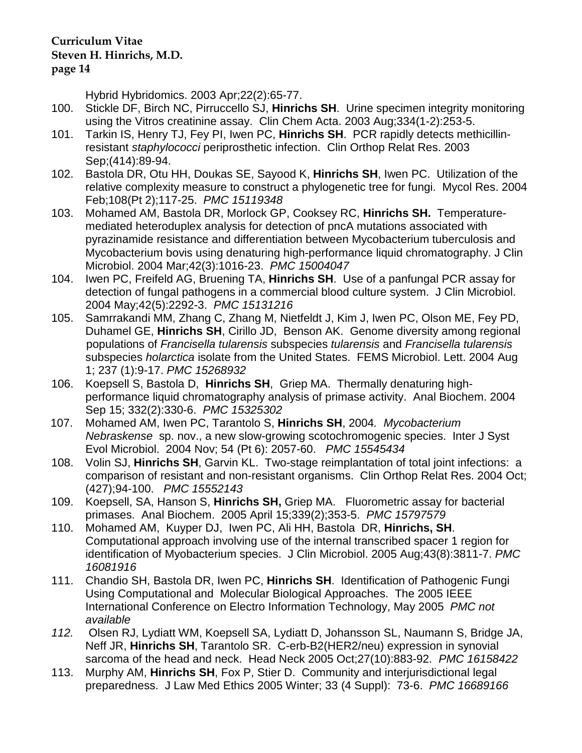Hybrid Hybridomics. 2003 Apr;22(2):65-77.

100. Stickle DF, Birch NC, Pirruccello SJ, **Hinrichs SH**. Urine specimen integrity monitoring using the Vitros creatinine assay. Clin Chem Acta. 2003 Aug;334(1-2):253-5.
101. Tarkin IS, Henry TJ, Fey PI, Iwen PC, **Hinrichs SH**. PCR rapidly detects methicillin-resistant *staphylococci* periprosthetic infection. Clin Orthop Relat Res. 2003 Sep;(414):89-94.
102. Bastola DR, Otu HH, Doukas SE, Sayood K, **Hinrichs SH**, Iwen PC. Utilization of the relative complexity measure to construct a phylogenetic tree for fungi. Mycol Res. 2004 Feb;108(Pt 2);117-25. *PMC 15119348*
103. Mohamed AM, Bastola DR, Morlock GP, Cooksey RC, **Hinrichs SH.** Temperature-mediated heteroduplex analysis for detection of pncA mutations associated with pyrazinamide resistance and differentiation between Mycobacterium tuberculosis and Mycobacterium bovis using denaturing high-performance liquid chromatography. J Clin Microbiol. 2004 Mar;42(3):1016-23. *PMC 15004047*
104. Iwen PC, Freifeld AG, Bruening TA, **Hinrichs SH**. Use of a panfungal PCR assay for detection of fungal pathogens in a commercial blood culture system. J Clin Microbiol. 2004 May;42(5):2292-3. *PMC 15131216*
105. Samrrakandi MM, Zhang C, Zhang M, Nietfeldt J, Kim J, Iwen PC, Olson ME, Fey PD, Duhamel GE, **Hinrichs SH**, Cirillo JD, Benson AK. Genome diversity among regional populations of *Francisella tularensis* subspecies *tularensis* and *Francisella tularensis* subspecies *holarctica* isolate from the United States. FEMS Microbiol. Lett. 2004 Aug 1; 237 (1):9-17. *PMC 15268932*
106. Koepsell S, Bastola D, **Hinrichs SH**, Griep MA. Thermally denaturing high-performance liquid chromatography analysis of primase activity. Anal Biochem. 2004 Sep 15; 332(2):330-6. *PMC 15325302*
107. Mohamed AM, Iwen PC, Tarantolo S, **Hinrichs SH**, 2004*. Mycobacterium Nebraskense* sp. nov., a new slow-growing scotochromogenic species. Inter J Syst Evol Microbiol. 2004 Nov; 54 (Pt 6): 2057-60. *PMC 15545434*
108. Volin SJ, **Hinrichs SH**, Garvin KL. Two-stage reimplantation of total joint infections: a comparison of resistant and non-resistant organisms. Clin Orthop Relat Res. 2004 Oct; (427);94-100. *PMC 15552143*
109. Koepsell, SA, Hanson S, **Hinrichs SH,** Griep MA. Fluorometric assay for bacterial primases. Anal Biochem. 2005 April 15;339(2);353-5. *PMC 15797579*
110. Mohamed AM, Kuyper DJ, Iwen PC, Ali HH, Bastola DR, **Hinrichs, SH**. Computational approach involving use of the internal transcribed spacer 1 region for identification of Myobacterium species. J Clin Microbiol. 2005 Aug;43(8):3811-7. *PMC 16081916*
111. Chandio SH, Bastola DR, Iwen PC, **Hinrichs SH**. Identification of Pathogenic Fungi Using Computational and Molecular Biological Approaches. The 2005 IEEE International Conference on Electro Information Technology, May 2005 *PMC not available*
112. Olsen RJ, Lydiatt WM, Koepsell SA, Lydiatt D, Johansson SL, Naumann S, Bridge JA, Neff JR, **Hinrichs SH**, Tarantolo SR. C-erb-B2(HER2/neu) expression in synovial sarcoma of the head and neck. Head Neck 2005 Oct;27(10):883-92. *PMC 16158422*
113. Murphy AM, **Hinrichs SH**, Fox P, Stier D. Community and interjurisdictional legal preparedness. J Law Med Ethics 2005 Winter; 33 (4 Suppl): 73-6. *PMC 16689166*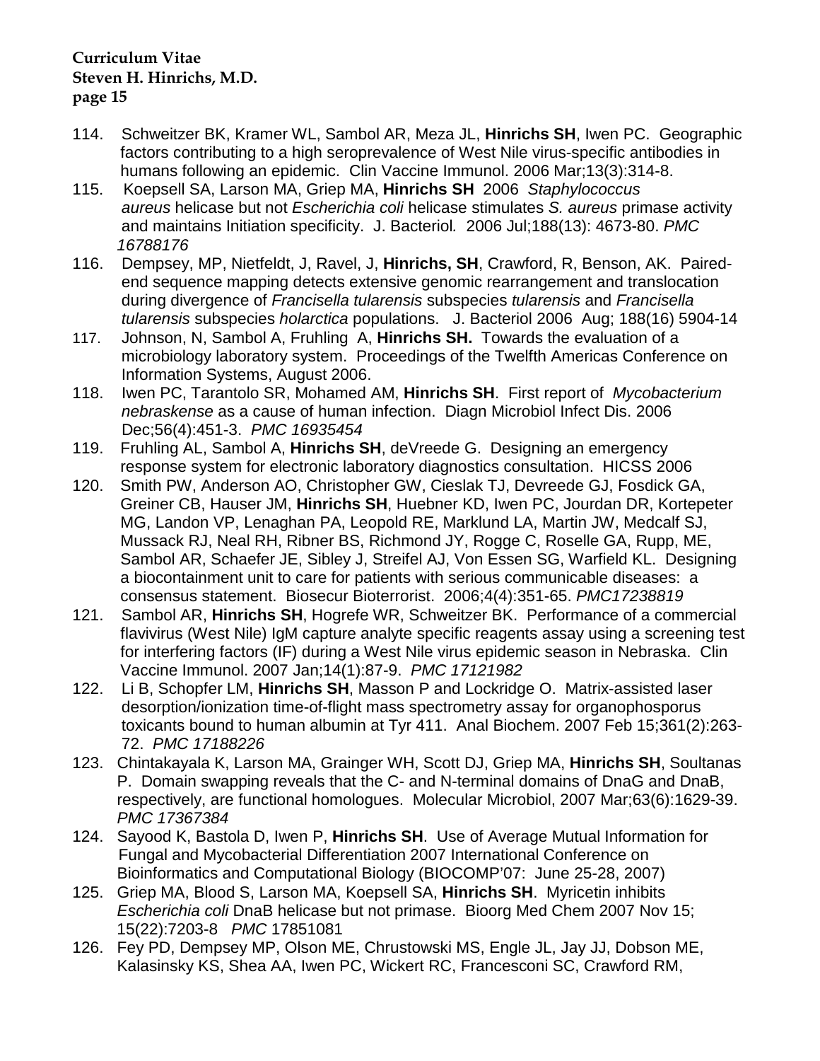114. Schweitzer BK, Kramer WL, Sambol AR, Meza JL, **Hinrichs SH**, Iwen PC. Geographic factors contributing to a high seroprevalence of West Nile virus-specific antibodies in humans following an epidemic. Clin Vaccine Immunol. 2006 Mar;13(3):314-8.
115. Koepsell SA, Larson MA, Griep MA, **Hinrichs SH** 2006 *Staphylococcus aureus* helicase but not *Escherichia coli* helicase stimulates *S. aureus* primase activity and maintains Initiation specificity. J. Bacteriol*.* 2006 Jul;188(13): 4673-80. *PMC 16788176*
116. Dempsey, MP, Nietfeldt, J, Ravel, J, **Hinrichs, SH**, Crawford, R, Benson, AK. Paired-end sequence mapping detects extensive genomic rearrangement and translocation during divergence of *Francisella tularensis* subspecies *tularensis* and *Francisella tularensis* subspecies *holarctica* populations. J. Bacteriol 2006 Aug; 188(16) 5904-14
117. Johnson, N, Sambol A, Fruhling A, **Hinrichs SH.** Towards the evaluation of a microbiology laboratory system. Proceedings of the Twelfth Americas Conference on Information Systems, August 2006.
118. Iwen PC, Tarantolo SR, Mohamed AM, **Hinrichs SH**. First report of *Mycobacterium nebraskense* as a cause of human infection. Diagn Microbiol Infect Dis. 2006 Dec;56(4):451-3. *PMC 16935454*
119. Fruhling AL, Sambol A, **Hinrichs SH**, deVreede G. Designing an emergency response system for electronic laboratory diagnostics consultation. HICSS 2006
120. Smith PW, Anderson AO, Christopher GW, Cieslak TJ, Devreede GJ, Fosdick GA, Greiner CB, Hauser JM, **Hinrichs SH**, Huebner KD, Iwen PC, Jourdan DR, Kortepeter MG, Landon VP, Lenaghan PA, Leopold RE, Marklund LA, Martin JW, Medcalf SJ, Mussack RJ, Neal RH, Ribner BS, Richmond JY, Rogge C, Roselle GA, Rupp, ME, Sambol AR, Schaefer JE, Sibley J, Streifel AJ, Von Essen SG, Warfield KL. Designing a biocontainment unit to care for patients with serious communicable diseases: a consensus statement. Biosecur Bioterrorist. 2006;4(4):351-65. *PMC17238819*
121. Sambol AR, **Hinrichs SH**, Hogrefe WR, Schweitzer BK. Performance of a commercial flavivirus (West Nile) IgM capture analyte specific reagents assay using a screening test for interfering factors (IF) during a West Nile virus epidemic season in Nebraska. Clin Vaccine Immunol. 2007 Jan;14(1):87-9. *PMC 17121982*
122. Li B, Schopfer LM, **Hinrichs SH**, Masson P and Lockridge O. Matrix-assisted laser desorption/ionization time-of-flight mass spectrometry assay for organophosporus toxicants bound to human albumin at Tyr 411. Anal Biochem. 2007 Feb 15;361(2):263-72. *PMC 17188226*
123. Chintakayala K, Larson MA, Grainger WH, Scott DJ, Griep MA, **Hinrichs SH**, Soultanas P. Domain swapping reveals that the C- and N-terminal domains of DnaG and DnaB, respectively, are functional homologues. Molecular Microbiol, 2007 Mar;63(6):1629-39. *PMC 17367384*
124. Sayood K, Bastola D, Iwen P, **Hinrichs SH**. Use of Average Mutual Information for Fungal and Mycobacterial Differentiation 2007 International Conference on Bioinformatics and Computational Biology (BIOCOMP'07: June 25-28, 2007)
125. Griep MA, Blood S, Larson MA, Koepsell SA, **Hinrichs SH**. Myricetin inhibits *Escherichia coli* DnaB helicase but not primase. Bioorg Med Chem 2007 Nov 15; 15(22):7203-8 *PMC* 17851081
126. Fey PD, Dempsey MP, Olson ME, Chrustowski MS, Engle JL, Jay JJ, Dobson ME, Kalasinsky KS, Shea AA, Iwen PC, Wickert RC, Francesconi SC, Crawford RM,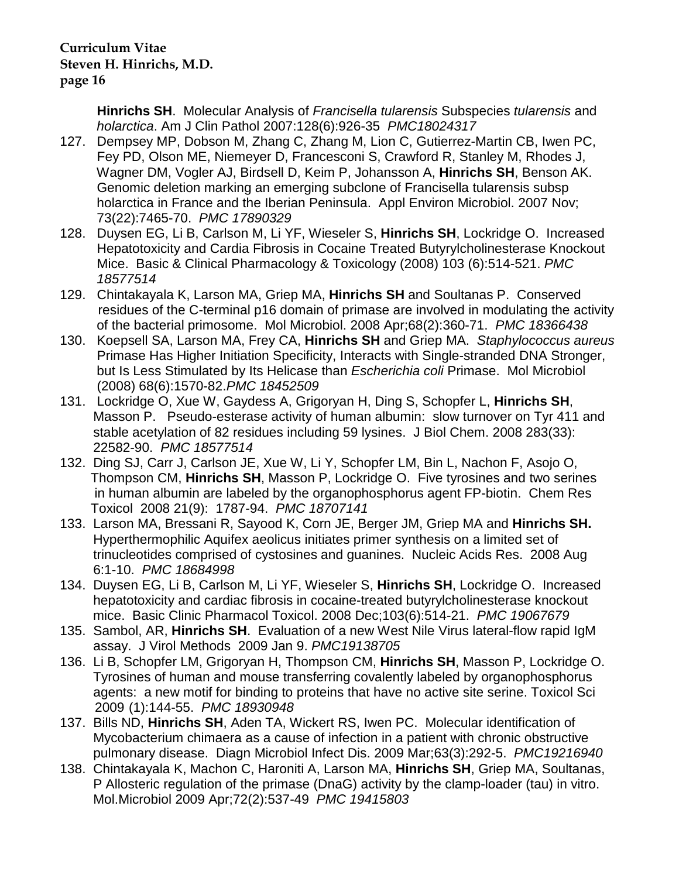**Hinrichs SH**. Molecular Analysis of *Francisella tularensis* Subspecies *tularensis* and *holarctica*. Am J Clin Pathol 2007:128(6):926-35 *PMC18024317*

127. Dempsey MP, Dobson M, Zhang C, Zhang M, Lion C, Gutierrez-Martin CB, Iwen PC, Fey PD, Olson ME, Niemeyer D, Francesconi S, Crawford R, Stanley M, Rhodes J, Wagner DM, Vogler AJ, Birdsell D, Keim P, Johansson A, **Hinrichs SH**, Benson AK. Genomic deletion marking an emerging subclone of Francisella tularensis subsp holarctica in France and the Iberian Peninsula. Appl Environ Microbiol. 2007 Nov; 73(22):7465-70. *PMC 17890329*
128. Duysen EG, Li B, Carlson M, Li YF, Wieseler S, **Hinrichs SH**, Lockridge O. Increased Hepatotoxicity and Cardia Fibrosis in Cocaine Treated Butyrylcholinesterase Knockout Mice. Basic & Clinical Pharmacology & Toxicology (2008) 103 (6):514-521. *PMC 18577514*
129. Chintakayala K, Larson MA, Griep MA, **Hinrichs SH** and Soultanas P. Conserved residues of the C-terminal p16 domain of primase are involved in modulating the activity of the bacterial primosome. Mol Microbiol. 2008 Apr;68(2):360-71. *PMC 18366438*
130. Koepsell SA, Larson MA, Frey CA, **Hinrichs SH** and Griep MA. *Staphylococcus aureus* Primase Has Higher Initiation Specificity, Interacts with Single-stranded DNA Stronger, but Is Less Stimulated by Its Helicase than *Escherichia coli* Primase. Mol Microbiol (2008) 68(6):1570-82.*PMC 18452509*
131. Lockridge O, Xue W, Gaydess A, Grigoryan H, Ding S, Schopfer L, **Hinrichs SH**, Masson P. Pseudo-esterase activity of human albumin: slow turnover on Tyr 411 and stable acetylation of 82 residues including 59 lysines. J Biol Chem. 2008 283(33): 22582-90. *PMC 18577514*
132. Ding SJ, Carr J, Carlson JE, Xue W, Li Y, Schopfer LM, Bin L, Nachon F, Asojo O, Thompson CM, **Hinrichs SH**, Masson P, Lockridge O. Five tyrosines and two serines in human albumin are labeled by the organophosphorus agent FP-biotin. Chem Res Toxicol 2008 21(9): 1787-94. *PMC 18707141*
133. Larson MA, Bressani R, Sayood K, Corn JE, Berger JM, Griep MA and **Hinrichs SH.** Hyperthermophilic Aquifex aeolicus initiates primer synthesis on a limited set of trinucleotides comprised of cystosines and guanines. Nucleic Acids Res. 2008 Aug 6:1-10. *PMC 18684998*
134. Duysen EG, Li B, Carlson M, Li YF, Wieseler S, **Hinrichs SH**, Lockridge O. Increased hepatotoxicity and cardiac fibrosis in cocaine-treated butyrylcholinesterase knockout mice. Basic Clinic Pharmacol Toxicol. 2008 Dec;103(6):514-21. *PMC 19067679*
135. Sambol, AR, **Hinrichs SH**. Evaluation of a new West Nile Virus lateral-flow rapid IgM assay. J Virol Methods 2009 Jan 9. *PMC19138705*
136. Li B, Schopfer LM, Grigoryan H, Thompson CM, **Hinrichs SH**, Masson P, Lockridge O. Tyrosines of human and mouse transferring covalently labeled by organophosphorus agents: a new motif for binding to proteins that have no active site serine. Toxicol Sci 2009 (1):144-55. *PMC 18930948*
137. Bills ND, **Hinrichs SH**, Aden TA, Wickert RS, Iwen PC. Molecular identification of Mycobacterium chimaera as a cause of infection in a patient with chronic obstructive pulmonary disease. Diagn Microbiol Infect Dis. 2009 Mar;63(3):292-5. *PMC19216940*
138. Chintakayala K, Machon C, Haroniti A, Larson MA, **Hinrichs SH**, Griep MA, Soultanas, P Allosteric regulation of the primase (DnaG) activity by the clamp-loader (tau) in vitro. Mol.Microbiol 2009 Apr;72(2):537-49 *PMC 19415803*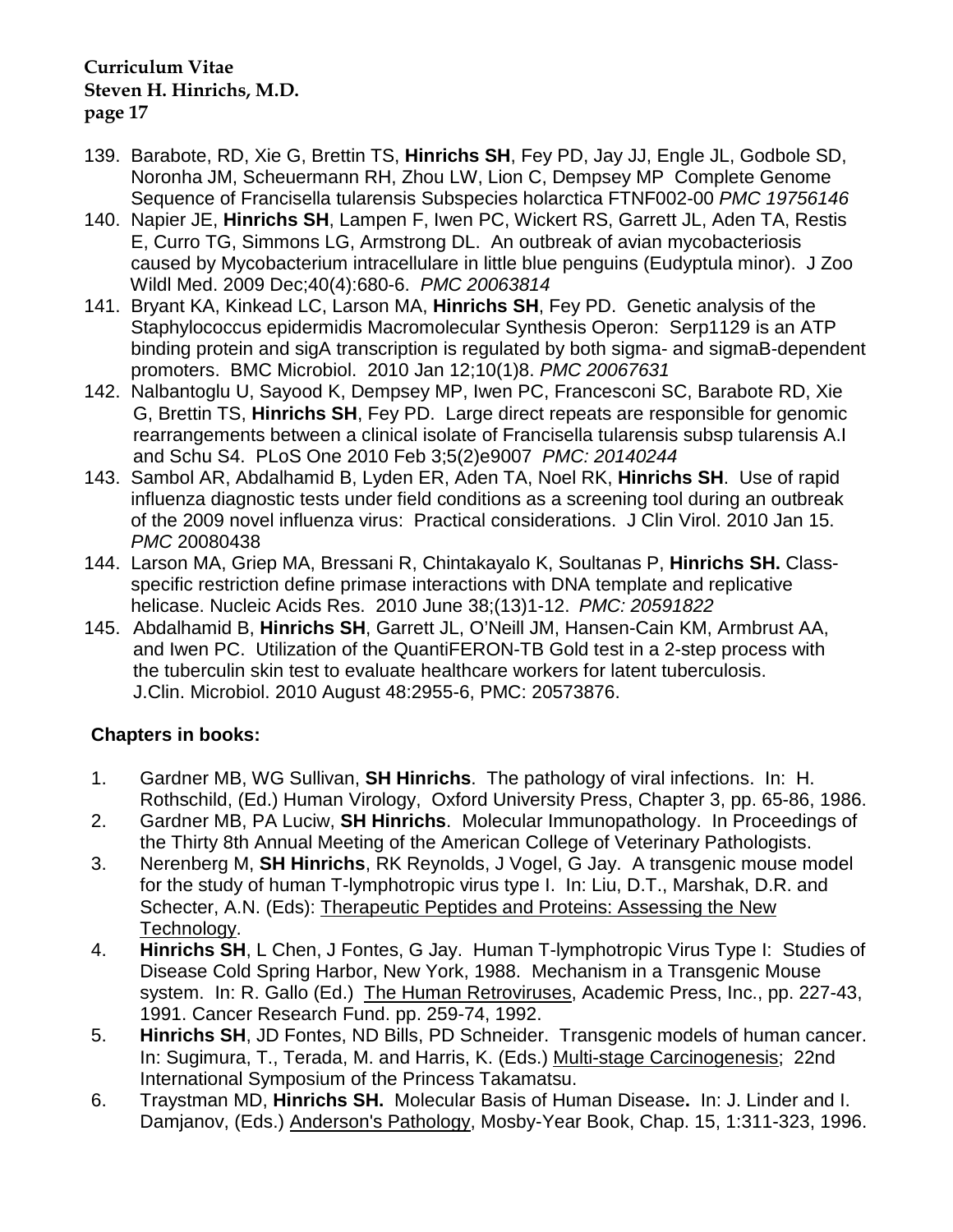139. Barabote, RD, Xie G, Brettin TS, **Hinrichs SH**, Fey PD, Jay JJ, Engle JL, Godbole SD, Noronha JM, Scheuermann RH, Zhou LW, Lion C, Dempsey MP Complete Genome Sequence of Francisella tularensis Subspecies holarctica FTNF002-00 *PMC 19756146*
140. Napier JE, **Hinrichs SH**, Lampen F, Iwen PC, Wickert RS, Garrett JL, Aden TA, Restis E, Curro TG, Simmons LG, Armstrong DL. An outbreak of avian mycobacteriosis caused by Mycobacterium intracellulare in little blue penguins (Eudyptula minor). J Zoo Wildl Med. 2009 Dec;40(4):680-6. *PMC 20063814*
141. Bryant KA, Kinkead LC, Larson MA, **Hinrichs SH**, Fey PD. Genetic analysis of the Staphylococcus epidermidis Macromolecular Synthesis Operon: Serp1129 is an ATP binding protein and sigA transcription is regulated by both sigma- and sigmaB-dependent promoters. BMC Microbiol. 2010 Jan 12;10(1)8. *PMC 20067631*
142. Nalbantoglu U, Sayood K, Dempsey MP, Iwen PC, Francesconi SC, Barabote RD, Xie G, Brettin TS, **Hinrichs SH**, Fey PD. Large direct repeats are responsible for genomic rearrangements between a clinical isolate of Francisella tularensis subsp tularensis A.I and Schu S4. PLoS One 2010 Feb 3;5(2)e9007 *PMC: 20140244*
143. Sambol AR, Abdalhamid B, Lyden ER, Aden TA, Noel RK, **Hinrichs SH**. Use of rapid influenza diagnostic tests under field conditions as a screening tool during an outbreak of the 2009 novel influenza virus: Practical considerations. J Clin Virol. 2010 Jan 15. *PMC* 20080438
144. Larson MA, Griep MA, Bressani R, Chintakayalo K, Soultanas P, **Hinrichs SH.** Class-specific restriction define primase interactions with DNA template and replicative helicase. Nucleic Acids Res. 2010 June 38;(13)1-12. *PMC: 20591822*
145. Abdalhamid B, **Hinrichs SH**, Garrett JL, O'Neill JM, Hansen-Cain KM, Armbrust AA, and Iwen PC. Utilization of the QuantiFERON-TB Gold test in a 2-step process with the tuberculin skin test to evaluate healthcare workers for latent tuberculosis. J.Clin. Microbiol. 2010 August 48:2955-6, PMC: 20573876.

**Chapters in books:**

1. Gardner MB, WG Sullivan, **SH Hinrichs**. The pathology of viral infections. In: H. Rothschild, (Ed.) Human Virology, Oxford University Press, Chapter 3, pp. 65-86, 1986.
2. Gardner MB, PA Luciw, **SH Hinrichs**. Molecular Immunopathology. In Proceedings of the Thirty 8th Annual Meeting of the American College of Veterinary Pathologists.
3. Nerenberg M, **SH Hinrichs**, RK Reynolds, J Vogel, G Jay. A transgenic mouse model for the study of human T-lymphotropic virus type I. In: Liu, D.T., Marshak, D.R. and Schecter, A.N. (Eds): Therapeutic Peptides and Proteins: Assessing the New Technology.
4. **Hinrichs SH**, L Chen, J Fontes, G Jay. Human T-lymphotropic Virus Type I: Studies of Disease Cold Spring Harbor, New York, 1988. Mechanism in a Transgenic Mouse system. In: R. Gallo (Ed.) The Human Retroviruses, Academic Press, Inc., pp. 227-43, 1991. Cancer Research Fund. pp. 259-74, 1992.
5. **Hinrichs SH**, JD Fontes, ND Bills, PD Schneider. Transgenic models of human cancer. In: Sugimura, T., Terada, M. and Harris, K. (Eds.) Multi-stage Carcinogenesis; 22nd International Symposium of the Princess Takamatsu.
6. Traystman MD, **Hinrichs SH.** Molecular Basis of Human Disease**.** In: J. Linder and I. Damjanov, (Eds.) Anderson's Pathology, Mosby-Year Book, Chap. 15, 1:311-323, 1996.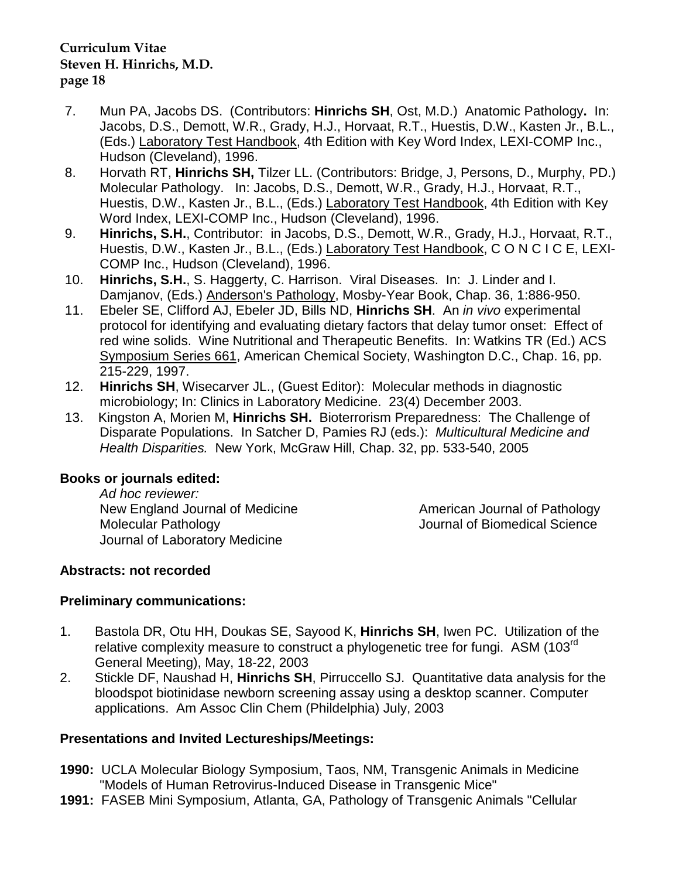7. Mun PA, Jacobs DS. (Contributors: **Hinrichs SH**, Ost, M.D.) Anatomic Pathology**.** In: Jacobs, D.S., Demott, W.R., Grady, H.J., Horvaat, R.T., Huestis, D.W., Kasten Jr., B.L., (Eds.) Laboratory Test Handbook, 4th Edition with Key Word Index, LEXI-COMP Inc., Hudson (Cleveland), 1996.
8. Horvath RT, **Hinrichs SH,** Tilzer LL. (Contributors: Bridge, J, Persons, D., Murphy, PD.) Molecular Pathology. In: Jacobs, D.S., Demott, W.R., Grady, H.J., Horvaat, R.T., Huestis, D.W., Kasten Jr., B.L., (Eds.) Laboratory Test Handbook, 4th Edition with Key Word Index, LEXI-COMP Inc., Hudson (Cleveland), 1996.
9. **Hinrichs, S.H.**, Contributor: in Jacobs, D.S., Demott, W.R., Grady, H.J., Horvaat, R.T., Huestis, D.W., Kasten Jr., B.L., (Eds.) Laboratory Test Handbook, C O N C I C E, LEXI-COMP Inc., Hudson (Cleveland), 1996.
10. **Hinrichs, S.H.**, S. Haggerty, C. Harrison. Viral Diseases. In: J. Linder and I. Damjanov, (Eds.) Anderson's Pathology, Mosby-Year Book, Chap. 36, 1:886-950.
11. Ebeler SE, Clifford AJ, Ebeler JD, Bills ND, **Hinrichs SH**. An *in vivo* experimental protocol for identifying and evaluating dietary factors that delay tumor onset: Effect of red wine solids. Wine Nutritional and Therapeutic Benefits. In: Watkins TR (Ed.) ACS Symposium Series 661, American Chemical Society, Washington D.C., Chap. 16, pp. 215-229, 1997.
12. **Hinrichs SH**, Wisecarver JL., (Guest Editor): Molecular methods in diagnostic microbiology; In: Clinics in Laboratory Medicine. 23(4) December 2003.
13. Kingston A, Morien M, **Hinrichs SH.** Bioterrorism Preparedness: The Challenge of Disparate Populations. In Satcher D, Pamies RJ (eds.): *Multicultural Medicine and Health Disparities.* New York, McGraw Hill, Chap. 32, pp. 533-540, 2005

**Books or journals edited:**

*Ad hoc reviewer:*

New England Journal of Medicine
Molecular Pathology
Journal of Laboratory Medicine
American Journal of Pathology
Journal of Biomedical Science

**Abstracts: not recorded**

**Preliminary communications:**

1. Bastola DR, Otu HH, Doukas SE, Sayood K, **Hinrichs SH**, Iwen PC. Utilization of the relative complexity measure to construct a phylogenetic tree for fungi. ASM (103rd General Meeting), May, 18-22, 2003
2. Stickle DF, Naushad H, **Hinrichs SH**, Pirruccello SJ. Quantitative data analysis for the bloodspot biotinidase newborn screening assay using a desktop scanner. Computer applications. Am Assoc Clin Chem (Phildelphia) July, 2003

**Presentations and Invited Lectureships/Meetings:**

**1990:** UCLA Molecular Biology Symposium, Taos, NM, Transgenic Animals in Medicine "Models of Human Retrovirus-Induced Disease in Transgenic Mice"

**1991:** FASEB Mini Symposium, Atlanta, GA, Pathology of Transgenic Animals "Cellular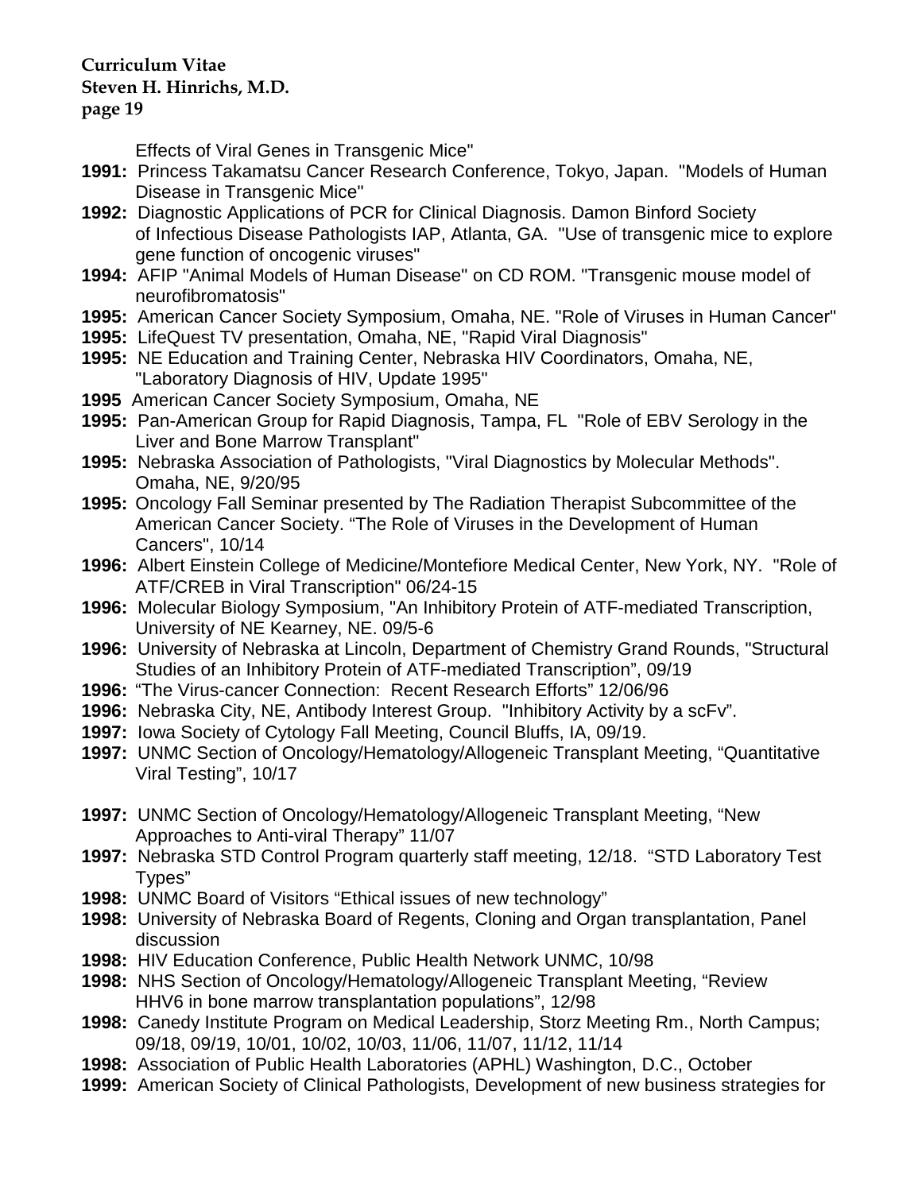Effects of Viral Genes in Transgenic Mice"

**1991:** Princess Takamatsu Cancer Research Conference, Tokyo, Japan. "Models of Human Disease in Transgenic Mice"

**1992:** Diagnostic Applications of PCR for Clinical Diagnosis. Damon Binford Society of Infectious Disease Pathologists IAP, Atlanta, GA. "Use of transgenic mice to explore gene function of oncogenic viruses"

**1994:** AFIP "Animal Models of Human Disease" on CD ROM. "Transgenic mouse model of neurofibromatosis"

**1995:** American Cancer Society Symposium, Omaha, NE. "Role of Viruses in Human Cancer"

**1995:** LifeQuest TV presentation, Omaha, NE, "Rapid Viral Diagnosis"

**1995:** NE Education and Training Center, Nebraska HIV Coordinators, Omaha, NE, "Laboratory Diagnosis of HIV, Update 1995"

**1995** American Cancer Society Symposium, Omaha, NE

**1995:** Pan-American Group for Rapid Diagnosis, Tampa, FL "Role of EBV Serology in the Liver and Bone Marrow Transplant"

**1995:** Nebraska Association of Pathologists, "Viral Diagnostics by Molecular Methods". Omaha, NE, 9/20/95

**1995:** Oncology Fall Seminar presented by The Radiation Therapist Subcommittee of the American Cancer Society. "The Role of Viruses in the Development of Human Cancers", 10/14

**1996:** Albert Einstein College of Medicine/Montefiore Medical Center, New York, NY. "Role of ATF/CREB in Viral Transcription" 06/24-15

**1996:** Molecular Biology Symposium, "An Inhibitory Protein of ATF-mediated Transcription, University of NE Kearney, NE. 09/5-6

**1996:** University of Nebraska at Lincoln, Department of Chemistry Grand Rounds, "Structural Studies of an Inhibitory Protein of ATF-mediated Transcription", 09/19

**1996:** "The Virus-cancer Connection: Recent Research Efforts" 12/06/96

**1996:** Nebraska City, NE, Antibody Interest Group. "Inhibitory Activity by a scFv".

**1997:** Iowa Society of Cytology Fall Meeting, Council Bluffs, IA, 09/19.

**1997:** UNMC Section of Oncology/Hematology/Allogeneic Transplant Meeting, "Quantitative Viral Testing", 10/17

**1997:** UNMC Section of Oncology/Hematology/Allogeneic Transplant Meeting, "New Approaches to Anti-viral Therapy" 11/07

**1997:** Nebraska STD Control Program quarterly staff meeting, 12/18. "STD Laboratory Test Types"

**1998:** UNMC Board of Visitors "Ethical issues of new technology"

**1998:** University of Nebraska Board of Regents, Cloning and Organ transplantation, Panel discussion

**1998:** HIV Education Conference, Public Health Network UNMC, 10/98

**1998:** NHS Section of Oncology/Hematology/Allogeneic Transplant Meeting, "Review HHV6 in bone marrow transplantation populations", 12/98

**1998:** Canedy Institute Program on Medical Leadership, Storz Meeting Rm., North Campus; 09/18, 09/19, 10/01, 10/02, 10/03, 11/06, 11/07, 11/12, 11/14

**1998:** Association of Public Health Laboratories (APHL) Washington, D.C., October

**1999:** American Society of Clinical Pathologists, Development of new business strategies for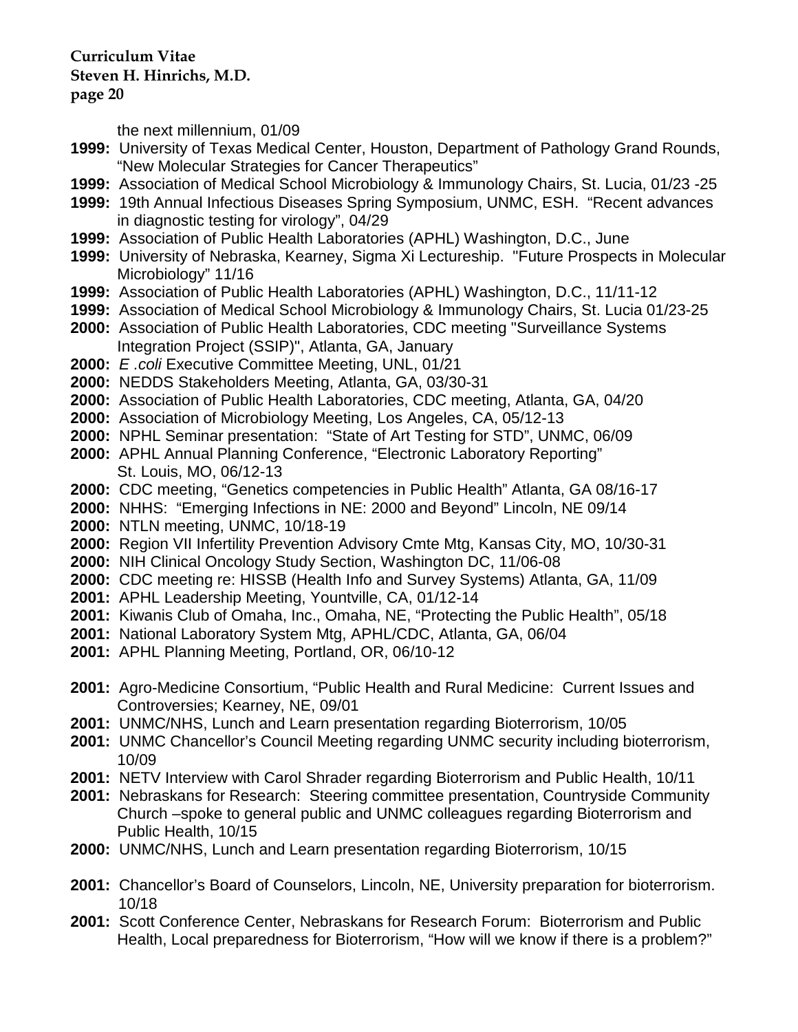the next millennium, 01/09

**1999:** University of Texas Medical Center, Houston, Department of Pathology Grand Rounds, “New Molecular Strategies for Cancer Therapeutics”

**1999:** Association of Medical School Microbiology & Immunology Chairs, St. Lucia, 01/23 -25

**1999:** 19th Annual Infectious Diseases Spring Symposium, UNMC, ESH. “Recent advances in diagnostic testing for virology”, 04/29

**1999:** Association of Public Health Laboratories (APHL) Washington, D.C., June

**1999:** University of Nebraska, Kearney, Sigma Xi Lectureship. "Future Prospects in Molecular Microbiology” 11/16

**1999:** Association of Public Health Laboratories (APHL) Washington, D.C., 11/11-12

**1999:** Association of Medical School Microbiology & Immunology Chairs, St. Lucia 01/23-25

**2000:** Association of Public Health Laboratories, CDC meeting "Surveillance Systems Integration Project (SSIP)", Atlanta, GA, January

**2000:** *E .coli* Executive Committee Meeting, UNL, 01/21

**2000:** NEDDS Stakeholders Meeting, Atlanta, GA, 03/30-31

**2000:** Association of Public Health Laboratories, CDC meeting, Atlanta, GA, 04/20

**2000:** Association of Microbiology Meeting, Los Angeles, CA, 05/12-13

**2000:** NPHL Seminar presentation: “State of Art Testing for STD”, UNMC, 06/09

**2000:** APHL Annual Planning Conference, “Electronic Laboratory Reporting” St. Louis, MO, 06/12-13

**2000:** CDC meeting, “Genetics competencies in Public Health” Atlanta, GA 08/16-17

**2000:** NHHS: “Emerging Infections in NE: 2000 and Beyond” Lincoln, NE 09/14

**2000:** NTLN meeting, UNMC, 10/18-19

**2000:** Region VII Infertility Prevention Advisory Cmte Mtg, Kansas City, MO, 10/30-31

**2000:** NIH Clinical Oncology Study Section, Washington DC, 11/06-08

**2000:** CDC meeting re: HISSB (Health Info and Survey Systems) Atlanta, GA, 11/09

**2001:** APHL Leadership Meeting, Yountville, CA, 01/12-14

**2001:** Kiwanis Club of Omaha, Inc., Omaha, NE, “Protecting the Public Health”, 05/18

**2001:** National Laboratory System Mtg, APHL/CDC, Atlanta, GA, 06/04

**2001:** APHL Planning Meeting, Portland, OR, 06/10-12

**2001:** Agro-Medicine Consortium, “Public Health and Rural Medicine: Current Issues and Controversies; Kearney, NE, 09/01

**2001:** UNMC/NHS, Lunch and Learn presentation regarding Bioterrorism, 10/05

**2001:** UNMC Chancellor’s Council Meeting regarding UNMC security including bioterrorism, 10/09

**2001:** NETV Interview with Carol Shrader regarding Bioterrorism and Public Health, 10/11

**2001:** Nebraskans for Research: Steering committee presentation, Countryside Community Church –spoke to general public and UNMC colleagues regarding Bioterrorism and Public Health, 10/15

**2000:** UNMC/NHS, Lunch and Learn presentation regarding Bioterrorism, 10/15

**2001:** Chancellor’s Board of Counselors, Lincoln, NE, University preparation for bioterrorism. 10/18

**2001:** Scott Conference Center, Nebraskans for Research Forum: Bioterrorism and Public Health, Local preparedness for Bioterrorism, “How will we know if there is a problem?”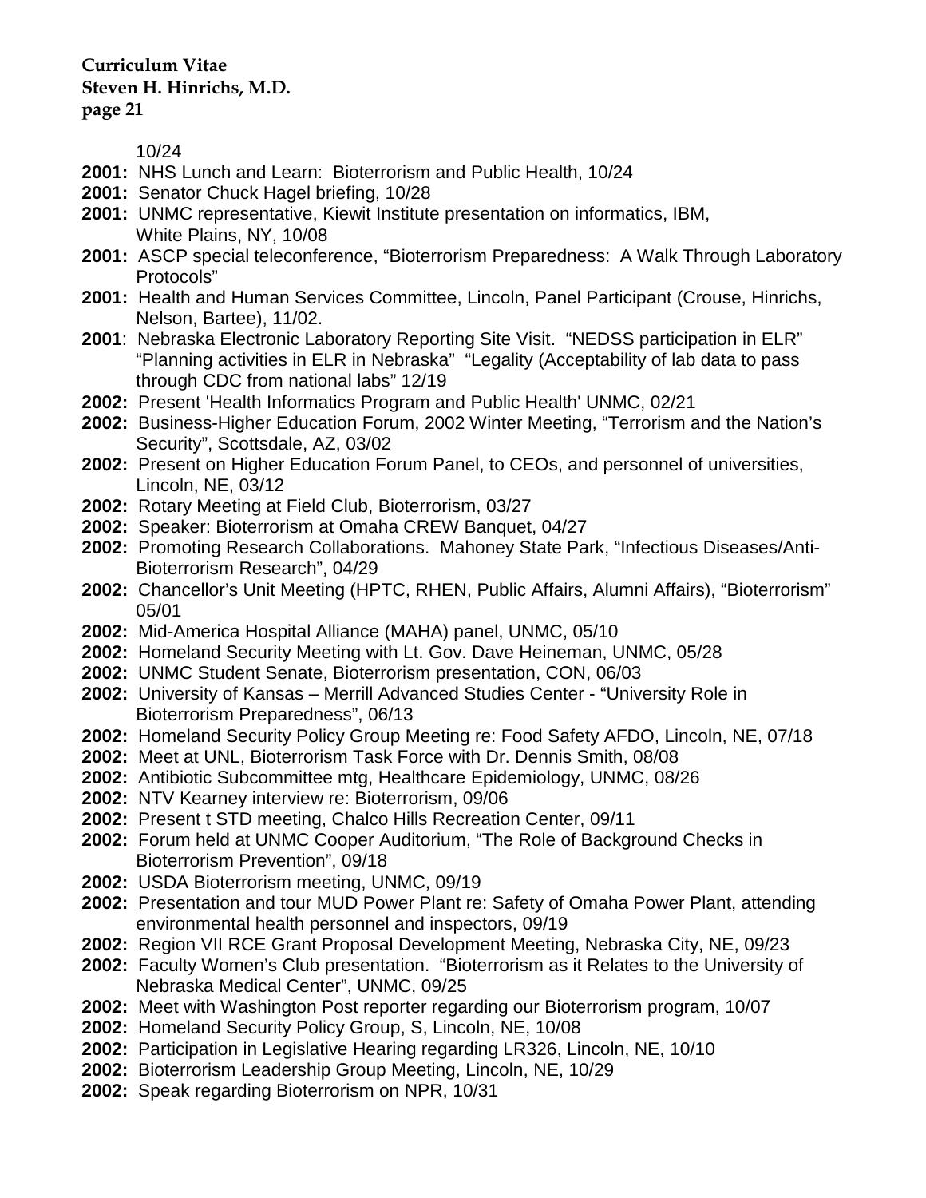10/24

- **2001:** NHS Lunch and Learn: Bioterrorism and Public Health, 10/24
- **2001:** Senator Chuck Hagel briefing, 10/28
- **2001:** UNMC representative, Kiewit Institute presentation on informatics, IBM, White Plains, NY, 10/08
- **2001:** ASCP special teleconference, "Bioterrorism Preparedness: A Walk Through Laboratory Protocols"
- **2001:** Health and Human Services Committee, Lincoln, Panel Participant (Crouse, Hinrichs, Nelson, Bartee), 11/02.
- **2001**: Nebraska Electronic Laboratory Reporting Site Visit. "NEDSS participation in ELR" "Planning activities in ELR in Nebraska" "Legality (Acceptability of lab data to pass through CDC from national labs" 12/19
- **2002:** Present 'Health Informatics Program and Public Health' UNMC, 02/21
- **2002:** Business-Higher Education Forum, 2002 Winter Meeting, "Terrorism and the Nation's Security", Scottsdale, AZ, 03/02
- **2002:** Present on Higher Education Forum Panel, to CEOs, and personnel of universities, Lincoln, NE, 03/12
- **2002:** Rotary Meeting at Field Club, Bioterrorism, 03/27
- **2002:** Speaker: Bioterrorism at Omaha CREW Banquet, 04/27
- **2002:** Promoting Research Collaborations. Mahoney State Park, "Infectious Diseases/Anti-Bioterrorism Research", 04/29
- **2002:** Chancellor's Unit Meeting (HPTC, RHEN, Public Affairs, Alumni Affairs), "Bioterrorism" 05/01
- **2002:** Mid-America Hospital Alliance (MAHA) panel, UNMC, 05/10
- **2002:** Homeland Security Meeting with Lt. Gov. Dave Heineman, UNMC, 05/28
- **2002:** UNMC Student Senate, Bioterrorism presentation, CON, 06/03
- **2002:** University of Kansas – Merrill Advanced Studies Center - "University Role in Bioterrorism Preparedness", 06/13
- **2002:** Homeland Security Policy Group Meeting re: Food Safety AFDO, Lincoln, NE, 07/18
- **2002:** Meet at UNL, Bioterrorism Task Force with Dr. Dennis Smith, 08/08
- **2002:** Antibiotic Subcommittee mtg, Healthcare Epidemiology, UNMC, 08/26
- **2002:** NTV Kearney interview re: Bioterrorism, 09/06
- **2002:** Present t STD meeting, Chalco Hills Recreation Center, 09/11
- **2002:** Forum held at UNMC Cooper Auditorium, "The Role of Background Checks in Bioterrorism Prevention", 09/18
- **2002:** USDA Bioterrorism meeting, UNMC, 09/19
- **2002:** Presentation and tour MUD Power Plant re: Safety of Omaha Power Plant, attending environmental health personnel and inspectors, 09/19
- **2002:** Region VII RCE Grant Proposal Development Meeting, Nebraska City, NE, 09/23
- **2002:** Faculty Women's Club presentation. "Bioterrorism as it Relates to the University of Nebraska Medical Center", UNMC, 09/25
- **2002:** Meet with Washington Post reporter regarding our Bioterrorism program, 10/07
- **2002:** Homeland Security Policy Group, S, Lincoln, NE, 10/08
- **2002:** Participation in Legislative Hearing regarding LR326, Lincoln, NE, 10/10
- **2002:** Bioterrorism Leadership Group Meeting, Lincoln, NE, 10/29
- **2002:** Speak regarding Bioterrorism on NPR, 10/31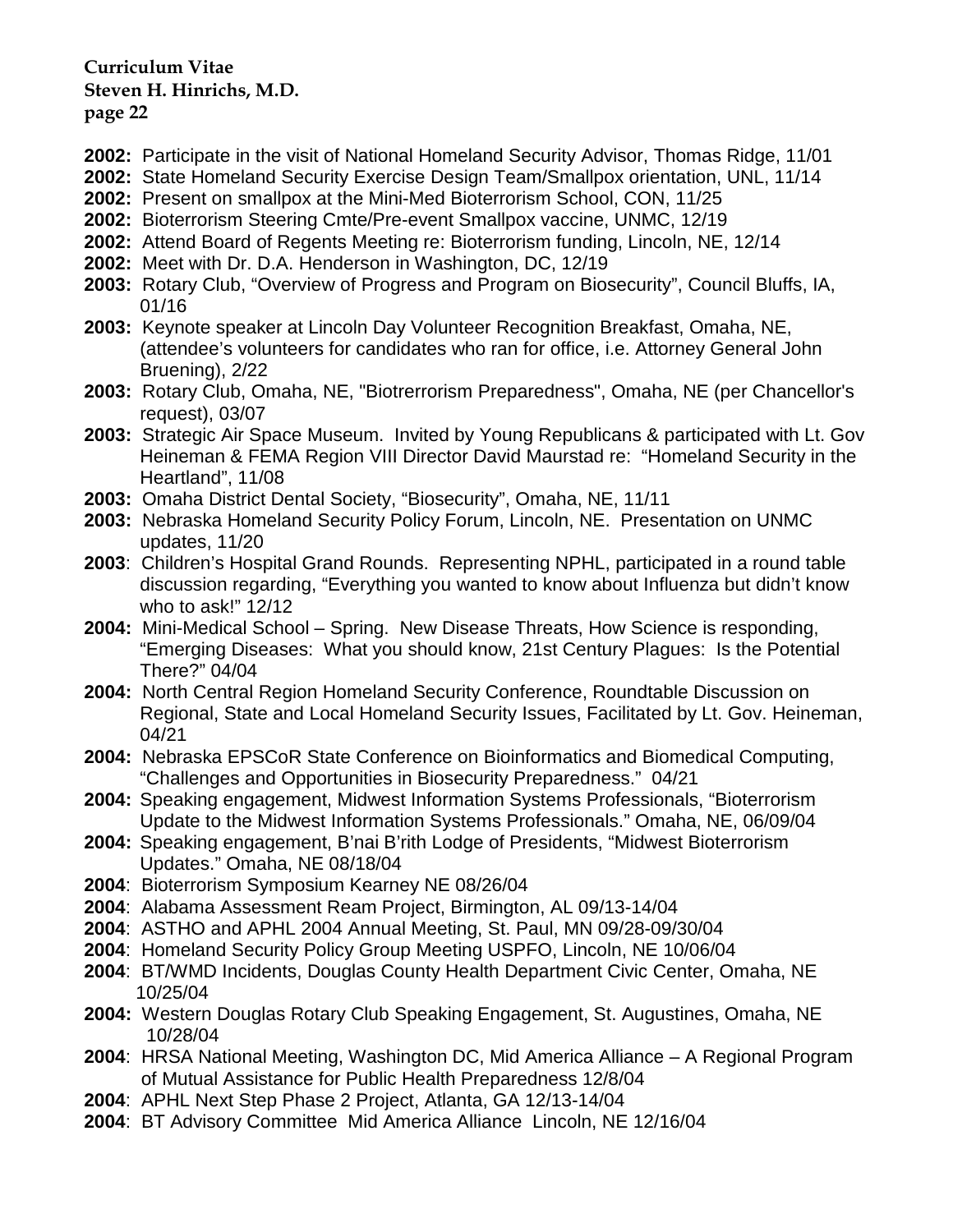**2002:** Participate in the visit of National Homeland Security Advisor, Thomas Ridge, 11/01
**2002:** State Homeland Security Exercise Design Team/Smallpox orientation, UNL, 11/14
**2002:** Present on smallpox at the Mini-Med Bioterrorism School, CON, 11/25
**2002:** Bioterrorism Steering Cmte/Pre-event Smallpox vaccine, UNMC, 12/19
**2002:** Attend Board of Regents Meeting re: Bioterrorism funding, Lincoln, NE, 12/14
**2002:** Meet with Dr. D.A. Henderson in Washington, DC, 12/19
**2003:** Rotary Club, "Overview of Progress and Program on Biosecurity", Council Bluffs, IA, 01/16
**2003:** Keynote speaker at Lincoln Day Volunteer Recognition Breakfast, Omaha, NE, (attendee's volunteers for candidates who ran for office, i.e. Attorney General John Bruening), 2/22
**2003:** Rotary Club, Omaha, NE, "Biotrerrorism Preparedness", Omaha, NE (per Chancellor's request), 03/07
**2003:** Strategic Air Space Museum. Invited by Young Republicans & participated with Lt. Gov Heineman & FEMA Region VIII Director David Maurstad re: "Homeland Security in the Heartland", 11/08
**2003:** Omaha District Dental Society, "Biosecurity", Omaha, NE, 11/11
**2003:** Nebraska Homeland Security Policy Forum, Lincoln, NE. Presentation on UNMC updates, 11/20
**2003**: Children's Hospital Grand Rounds. Representing NPHL, participated in a round table discussion regarding, "Everything you wanted to know about Influenza but didn't know who to ask!" 12/12
**2004:** Mini-Medical School – Spring. New Disease Threats, How Science is responding, "Emerging Diseases: What you should know, 21st Century Plagues: Is the Potential There?" 04/04
**2004:** North Central Region Homeland Security Conference, Roundtable Discussion on Regional, State and Local Homeland Security Issues, Facilitated by Lt. Gov. Heineman, 04/21
**2004:** Nebraska EPSCoR State Conference on Bioinformatics and Biomedical Computing, "Challenges and Opportunities in Biosecurity Preparedness." 04/21
**2004:** Speaking engagement, Midwest Information Systems Professionals, "Bioterrorism Update to the Midwest Information Systems Professionals." Omaha, NE, 06/09/04
**2004:** Speaking engagement, B'nai B'rith Lodge of Presidents, "Midwest Bioterrorism Updates." Omaha, NE 08/18/04
**2004**: Bioterrorism Symposium Kearney NE 08/26/04
**2004**: Alabama Assessment Ream Project, Birmington, AL 09/13-14/04
**2004**: ASTHO and APHL 2004 Annual Meeting, St. Paul, MN 09/28-09/30/04
**2004**: Homeland Security Policy Group Meeting USPFO, Lincoln, NE 10/06/04
**2004**: BT/WMD Incidents, Douglas County Health Department Civic Center, Omaha, NE 10/25/04
**2004:** Western Douglas Rotary Club Speaking Engagement, St. Augustines, Omaha, NE 10/28/04
**2004**: HRSA National Meeting, Washington DC, Mid America Alliance – A Regional Program of Mutual Assistance for Public Health Preparedness 12/8/04
**2004**: APHL Next Step Phase 2 Project, Atlanta, GA 12/13-14/04
**2004**: BT Advisory Committee Mid America Alliance Lincoln, NE 12/16/04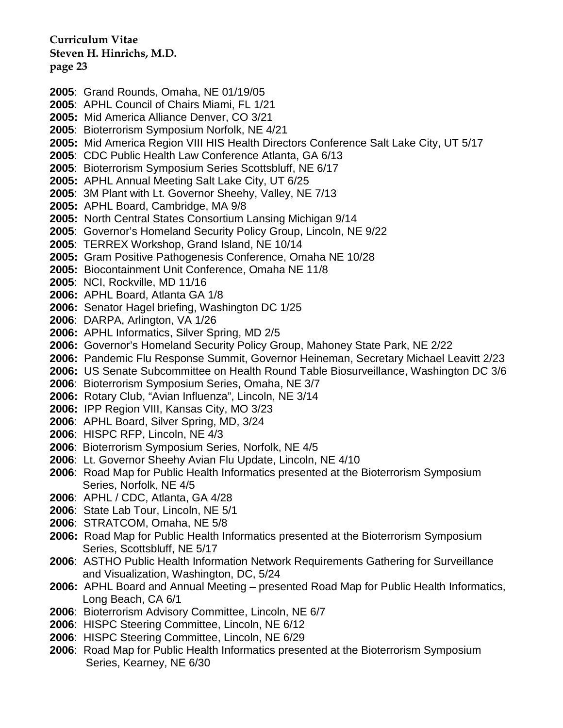**2005**: Grand Rounds, Omaha, NE 01/19/05
**2005**: APHL Council of Chairs Miami, FL 1/21
**2005:** Mid America Alliance Denver, CO 3/21
**2005**: Bioterrorism Symposium Norfolk, NE 4/21
**2005:** Mid America Region VIII HIS Health Directors Conference Salt Lake City, UT 5/17
**2005**: CDC Public Health Law Conference Atlanta, GA 6/13
**2005**: Bioterrorism Symposium Series Scottsbluff, NE 6/17
**2005:** APHL Annual Meeting Salt Lake City, UT 6/25
**2005**: 3M Plant with Lt. Governor Sheehy, Valley, NE 7/13
**2005:** APHL Board, Cambridge, MA 9/8
**2005:** North Central States Consortium Lansing Michigan 9/14
**2005**: Governor's Homeland Security Policy Group, Lincoln, NE 9/22
**2005**: TERREX Workshop, Grand Island, NE 10/14
**2005:** Gram Positive Pathogenesis Conference, Omaha NE 10/28
**2005:** Biocontainment Unit Conference, Omaha NE 11/8
**2005**: NCI, Rockville, MD 11/16
**2006:** APHL Board, Atlanta GA 1/8
**2006:** Senator Hagel briefing, Washington DC 1/25
**2006**: DARPA, Arlington, VA 1/26
**2006:** APHL Informatics, Silver Spring, MD 2/5
**2006:** Governor's Homeland Security Policy Group, Mahoney State Park, NE 2/22
**2006:** Pandemic Flu Response Summit, Governor Heineman, Secretary Michael Leavitt 2/23
**2006:** US Senate Subcommittee on Health Round Table Biosurveillance, Washington DC 3/6
**2006**: Bioterrorism Symposium Series, Omaha, NE 3/7
**2006:** Rotary Club, "Avian Influenza", Lincoln, NE 3/14
**2006:** IPP Region VIII, Kansas City, MO 3/23
**2006**: APHL Board, Silver Spring, MD, 3/24
**2006**: HISPC RFP, Lincoln, NE 4/3
**2006**: Bioterrorism Symposium Series, Norfolk, NE 4/5
**2006**: Lt. Governor Sheehy Avian Flu Update, Lincoln, NE 4/10
**2006**: Road Map for Public Health Informatics presented at the Bioterrorism Symposium Series, Norfolk, NE 4/5
**2006**: APHL / CDC, Atlanta, GA 4/28
**2006**: State Lab Tour, Lincoln, NE 5/1
**2006**: STRATCOM, Omaha, NE 5/8
**2006:** Road Map for Public Health Informatics presented at the Bioterrorism Symposium Series, Scottsbluff, NE 5/17
**2006**: ASTHO Public Health Information Network Requirements Gathering for Surveillance and Visualization, Washington, DC, 5/24
**2006:** APHL Board and Annual Meeting – presented Road Map for Public Health Informatics, Long Beach, CA 6/1
**2006**: Bioterrorism Advisory Committee, Lincoln, NE 6/7
**2006**: HISPC Steering Committee, Lincoln, NE 6/12
**2006**: HISPC Steering Committee, Lincoln, NE 6/29
**2006**: Road Map for Public Health Informatics presented at the Bioterrorism Symposium Series, Kearney, NE 6/30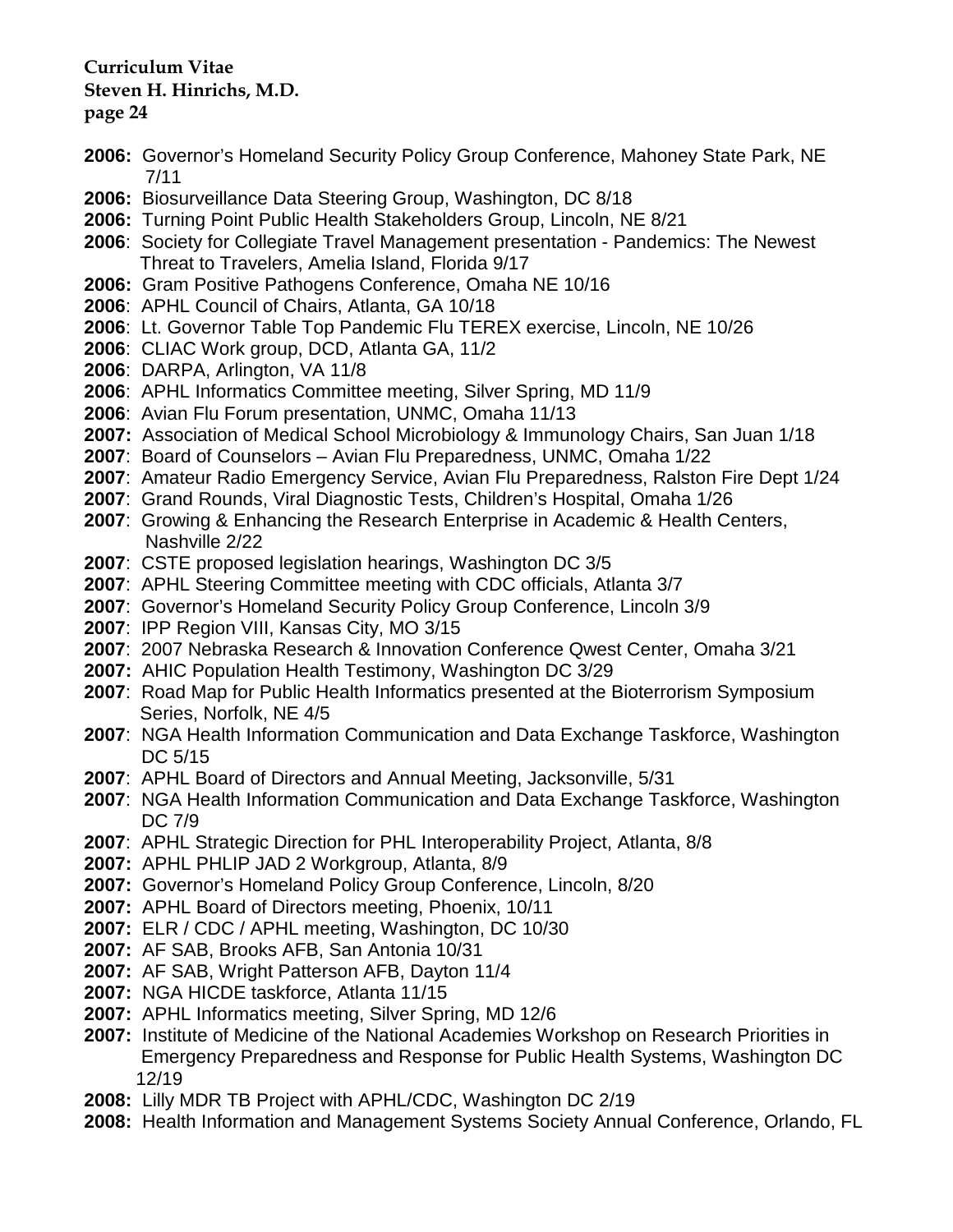- **2006:** Governor's Homeland Security Policy Group Conference, Mahoney State Park, NE 7/11
- **2006:** Biosurveillance Data Steering Group, Washington, DC 8/18
- **2006:** Turning Point Public Health Stakeholders Group, Lincoln, NE 8/21
- **2006**: Society for Collegiate Travel Management presentation - Pandemics: The Newest Threat to Travelers, Amelia Island, Florida 9/17
- **2006:** Gram Positive Pathogens Conference, Omaha NE 10/16
- **2006**: APHL Council of Chairs, Atlanta, GA 10/18
- **2006**: Lt. Governor Table Top Pandemic Flu TEREX exercise, Lincoln, NE 10/26
- **2006**: CLIAC Work group, DCD, Atlanta GA, 11/2
- **2006**: DARPA, Arlington, VA 11/8
- **2006**: APHL Informatics Committee meeting, Silver Spring, MD 11/9
- **2006**: Avian Flu Forum presentation, UNMC, Omaha 11/13
- **2007:** Association of Medical School Microbiology & Immunology Chairs, San Juan 1/18
- **2007**: Board of Counselors – Avian Flu Preparedness, UNMC, Omaha 1/22
- **2007**: Amateur Radio Emergency Service, Avian Flu Preparedness, Ralston Fire Dept 1/24
- **2007**: Grand Rounds, Viral Diagnostic Tests, Children's Hospital, Omaha 1/26
- **2007**: Growing & Enhancing the Research Enterprise in Academic & Health Centers, Nashville 2/22
- **2007**: CSTE proposed legislation hearings, Washington DC 3/5
- **2007**: APHL Steering Committee meeting with CDC officials, Atlanta 3/7
- **2007**: Governor's Homeland Security Policy Group Conference, Lincoln 3/9
- **2007**: IPP Region VIII, Kansas City, MO 3/15
- **2007**: 2007 Nebraska Research & Innovation Conference Qwest Center, Omaha 3/21
- **2007:** AHIC Population Health Testimony, Washington DC 3/29
- **2007**: Road Map for Public Health Informatics presented at the Bioterrorism Symposium Series, Norfolk, NE 4/5
- **2007**: NGA Health Information Communication and Data Exchange Taskforce, Washington DC 5/15
- **2007**: APHL Board of Directors and Annual Meeting, Jacksonville, 5/31
- **2007**: NGA Health Information Communication and Data Exchange Taskforce, Washington DC 7/9
- **2007**: APHL Strategic Direction for PHL Interoperability Project, Atlanta, 8/8
- **2007:** APHL PHLIP JAD 2 Workgroup, Atlanta, 8/9
- **2007:** Governor's Homeland Policy Group Conference, Lincoln, 8/20
- **2007:** APHL Board of Directors meeting, Phoenix, 10/11
- **2007:** ELR / CDC / APHL meeting, Washington, DC 10/30
- **2007:** AF SAB, Brooks AFB, San Antonia 10/31
- **2007:** AF SAB, Wright Patterson AFB, Dayton 11/4
- **2007:** NGA HICDE taskforce, Atlanta 11/15
- **2007:** APHL Informatics meeting, Silver Spring, MD 12/6
- **2007:** Institute of Medicine of the National Academies Workshop on Research Priorities in Emergency Preparedness and Response for Public Health Systems, Washington DC 12/19
- **2008:** Lilly MDR TB Project with APHL/CDC, Washington DC 2/19
- **2008:** Health Information and Management Systems Society Annual Conference, Orlando, FL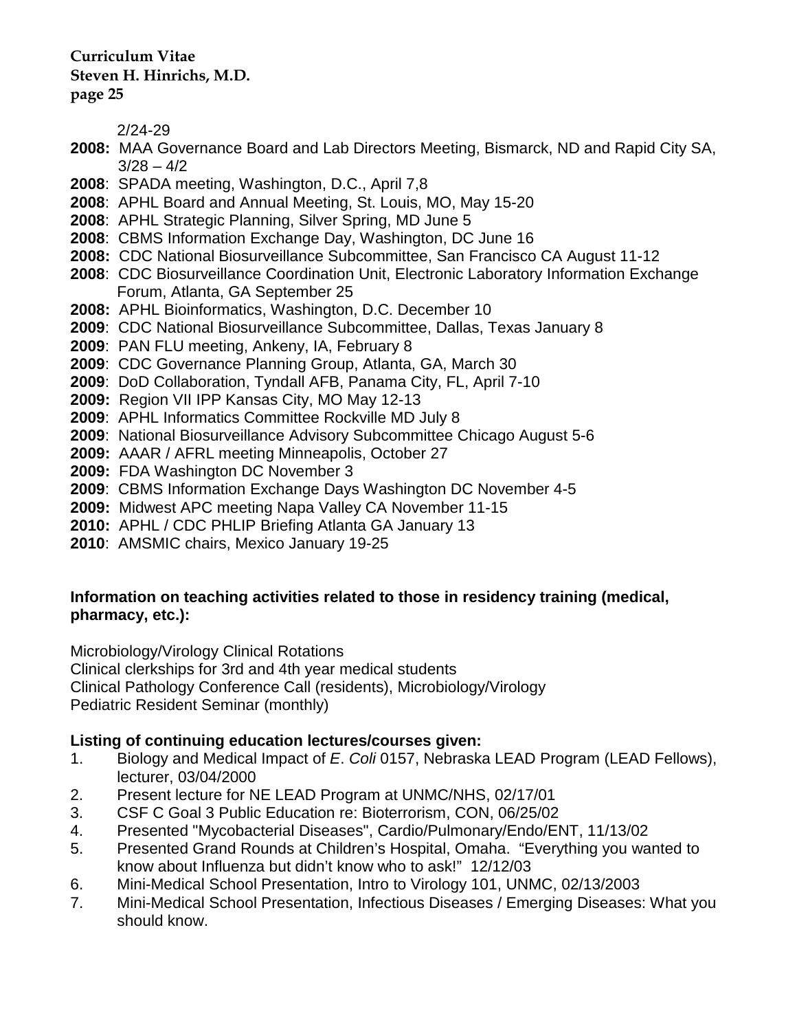2/24-29

**2008:** MAA Governance Board and Lab Directors Meeting, Bismarck, ND and Rapid City SA, 3/28 – 4/2
**2008**: SPADA meeting, Washington, D.C., April 7,8
**2008**: APHL Board and Annual Meeting, St. Louis, MO, May 15-20
**2008**: APHL Strategic Planning, Silver Spring, MD June 5
**2008**: CBMS Information Exchange Day, Washington, DC June 16
**2008:** CDC National Biosurveillance Subcommittee, San Francisco CA August 11-12
**2008**: CDC Biosurveillance Coordination Unit, Electronic Laboratory Information Exchange Forum, Atlanta, GA September 25
**2008:** APHL Bioinformatics, Washington, D.C. December 10
**2009**: CDC National Biosurveillance Subcommittee, Dallas, Texas January 8
**2009**: PAN FLU meeting, Ankeny, IA, February 8
**2009**: CDC Governance Planning Group, Atlanta, GA, March 30
**2009**: DoD Collaboration, Tyndall AFB, Panama City, FL, April 7-10
**2009:** Region VII IPP Kansas City, MO May 12-13
**2009**: APHL Informatics Committee Rockville MD July 8
**2009**: National Biosurveillance Advisory Subcommittee Chicago August 5-6
**2009:** AAAR / AFRL meeting Minneapolis, October 27
**2009:** FDA Washington DC November 3
**2009**: CBMS Information Exchange Days Washington DC November 4-5
**2009:** Midwest APC meeting Napa Valley CA November 11-15
**2010:** APHL / CDC PHLIP Briefing Atlanta GA January 13
**2010**: AMSMIC chairs, Mexico January 19-25

**Information on teaching activities related to those in residency training (medical, pharmacy, etc.):**

Microbiology/Virology Clinical Rotations
Clinical clerkships for 3rd and 4th year medical students
Clinical Pathology Conference Call (residents), Microbiology/Virology
Pediatric Resident Seminar (monthly)

**Listing of continuing education lectures/courses given:**

1. Biology and Medical Impact of *E. Coli* 0157, Nebraska LEAD Program (LEAD Fellows), lecturer, 03/04/2000
2. Present lecture for NE LEAD Program at UNMC/NHS, 02/17/01
3. CSF C Goal 3 Public Education re: Bioterrorism, CON, 06/25/02
4. Presented "Mycobacterial Diseases", Cardio/Pulmonary/Endo/ENT, 11/13/02
5. Presented Grand Rounds at Children's Hospital, Omaha. "Everything you wanted to know about Influenza but didn't know who to ask!" 12/12/03
6. Mini-Medical School Presentation, Intro to Virology 101, UNMC, 02/13/2003
7. Mini-Medical School Presentation, Infectious Diseases / Emerging Diseases: What you should know.